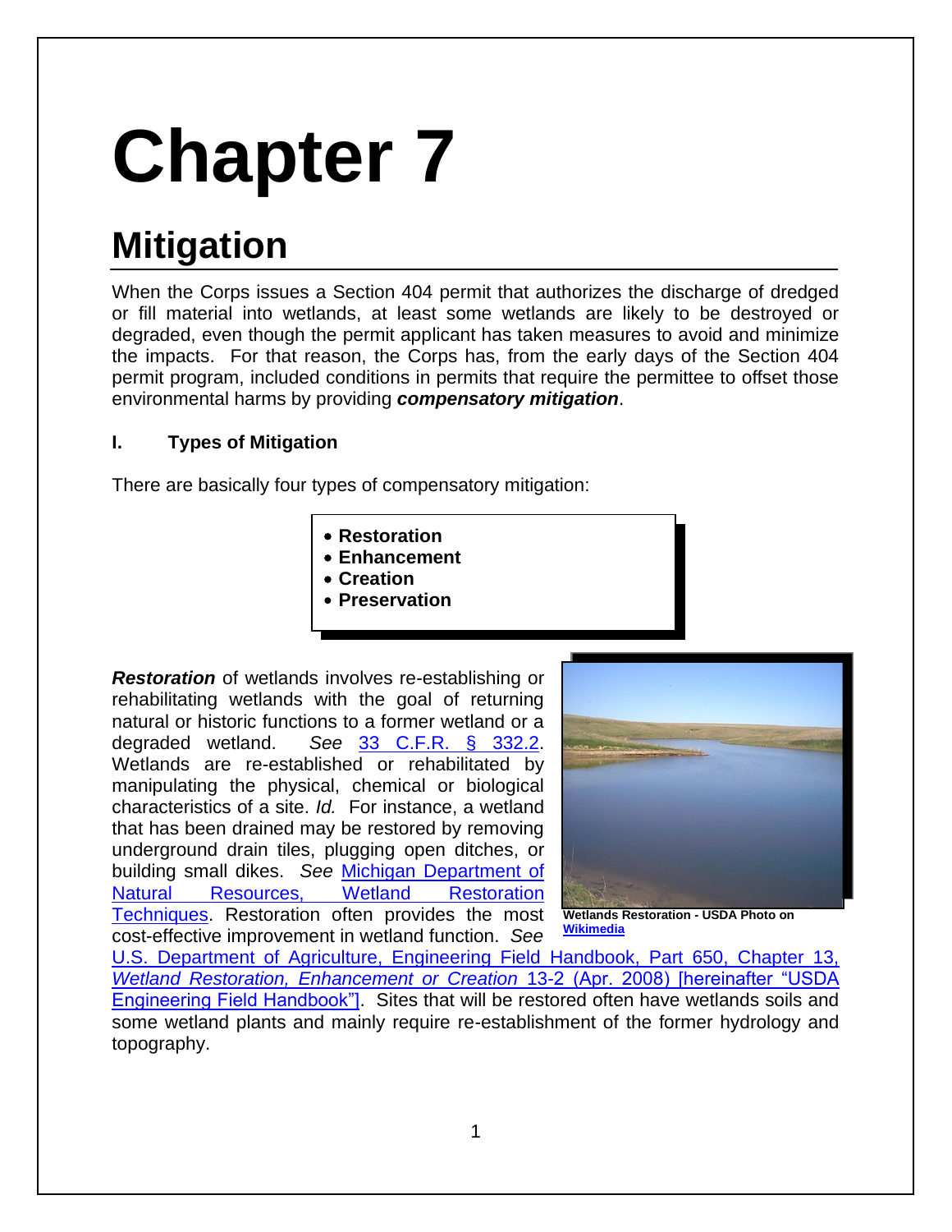# Chapter 7

## Mitigation

When the Corps issues a Section 404 permit that authorizes the discharge of dredged or fill material into wetlands, at least some wetlands are likely to be destroyed or degraded, even though the permit applicant has taken measures to avoid and minimize the impacts. For that reason, the Corps has, from the early days of the Section 404 permit program, included conditions in permits that require the permittee to offset those environmental harms by providing ***compensatory mitigation***.

### I. Types of Mitigation

There are basically four types of compensatory mitigation:

- **Restoration**
- **Enhancement**
- **Creation**
- **Preservation**

***Restoration*** of wetlands involves re-establishing or rehabilitating wetlands with the goal of returning natural or historic functions to a former wetland or a degraded wetland. *See* 33 C.F.R. § 332.2. Wetlands are re-established or rehabilitated by manipulating the physical, chemical or biological characteristics of a site. *Id.* For instance, a wetland that has been drained may be restored by removing underground drain tiles, plugging open ditches, or building small dikes. *See* Michigan Department of Natural Resources, Wetland Restoration Techniques. Restoration often provides the most cost-effective improvement in wetland function. *See* U.S. Department of Agriculture, Engineering Field Handbook, Part 650, Chapter 13, *Wetland Restoration, Enhancement or Creation* 13-2 (Apr. 2008) [hereinafter "USDA Engineering Field Handbook"]. Sites that will be restored often have wetlands soils and some wetland plants and mainly require re-establishment of the former hydrology and topography.

**Wetlands Restoration - USDA Photo on Wikimedia**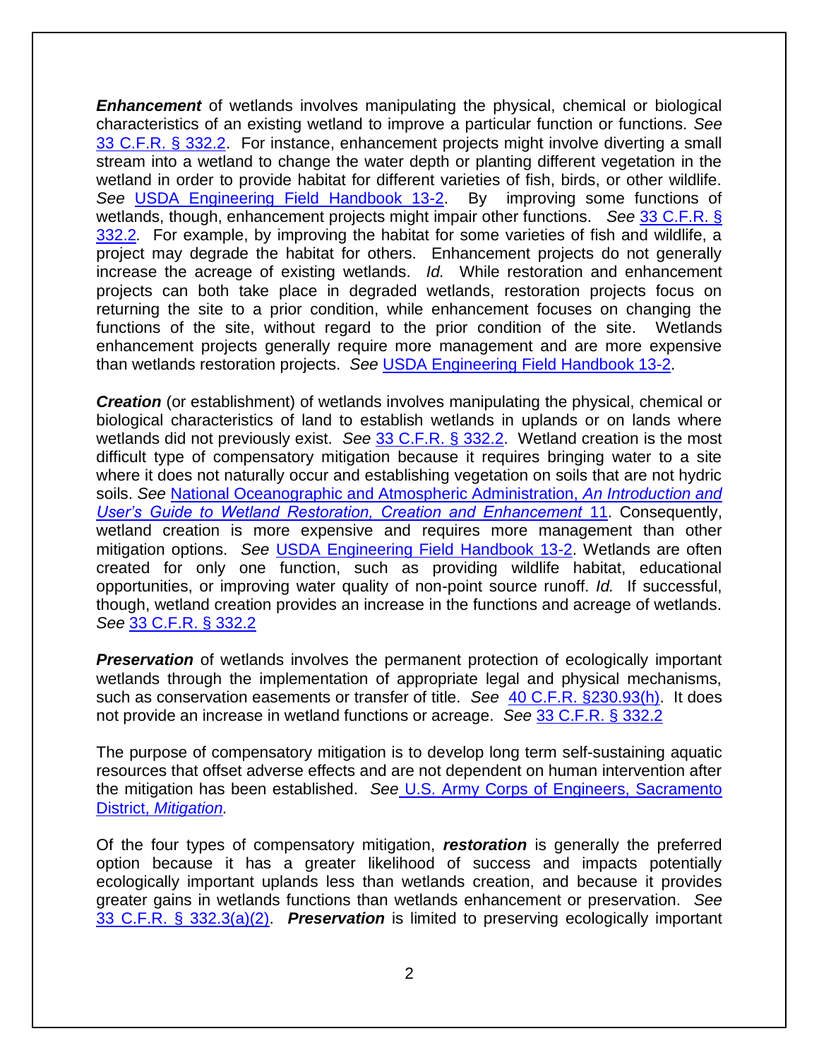***Enhancement*** of wetlands involves manipulating the physical, chemical or biological characteristics of an existing wetland to improve a particular function or functions. *See* 33 C.F.R. § 332.2. For instance, enhancement projects might involve diverting a small stream into a wetland to change the water depth or planting different vegetation in the wetland in order to provide habitat for different varieties of fish, birds, or other wildlife. *See* USDA Engineering Field Handbook 13-2. By improving some functions of wetlands, though, enhancement projects might impair other functions. *See* 33 C.F.R. § 332.2*.* For example, by improving the habitat for some varieties of fish and wildlife, a project may degrade the habitat for others. Enhancement projects do not generally increase the acreage of existing wetlands. *Id.* While restoration and enhancement projects can both take place in degraded wetlands, restoration projects focus on returning the site to a prior condition, while enhancement focuses on changing the functions of the site, without regard to the prior condition of the site. Wetlands enhancement projects generally require more management and are more expensive than wetlands restoration projects. *See* USDA Engineering Field Handbook 13-2.

***Creation*** (or establishment) of wetlands involves manipulating the physical, chemical or biological characteristics of land to establish wetlands in uplands or on lands where wetlands did not previously exist. *See* 33 C.F.R. § 332.2. Wetland creation is the most difficult type of compensatory mitigation because it requires bringing water to a site where it does not naturally occur and establishing vegetation on soils that are not hydric soils. *See* National Oceanographic and Atmospheric Administration, *An Introduction and User's Guide to Wetland Restoration, Creation and Enhancement* 11. Consequently, wetland creation is more expensive and requires more management than other mitigation options. *See* USDA Engineering Field Handbook 13-2. Wetlands are often created for only one function, such as providing wildlife habitat, educational opportunities, or improving water quality of non-point source runoff. *Id.* If successful, though, wetland creation provides an increase in the functions and acreage of wetlands. *See* 33 C.F.R. § 332.2

***Preservation*** of wetlands involves the permanent protection of ecologically important wetlands through the implementation of appropriate legal and physical mechanisms, such as conservation easements or transfer of title. *See* 40 C.F.R. §230.93(h). It does not provide an increase in wetland functions or acreage. *See* 33 C.F.R. § 332.2

The purpose of compensatory mitigation is to develop long term self-sustaining aquatic resources that offset adverse effects and are not dependent on human intervention after the mitigation has been established. *See* U.S. Army Corps of Engineers, Sacramento District, *Mitigation.*

Of the four types of compensatory mitigation, ***restoration*** is generally the preferred option because it has a greater likelihood of success and impacts potentially ecologically important uplands less than wetlands creation, and because it provides greater gains in wetlands functions than wetlands enhancement or preservation. *See* 33 C.F.R. § 332.3(a)(2). ***Preservation*** is limited to preserving ecologically important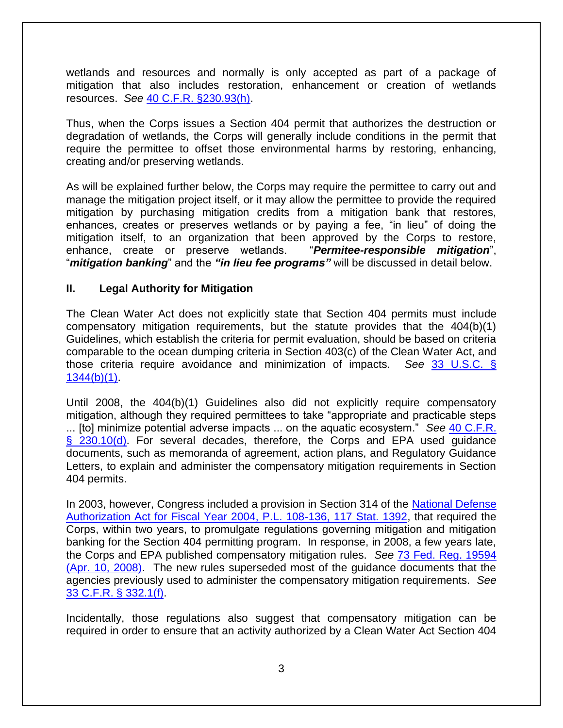wetlands and resources and normally is only accepted as part of a package of mitigation that also includes restoration, enhancement or creation of wetlands resources. *See* [40 C.F.R. §230.93(h)](#).

Thus, when the Corps issues a Section 404 permit that authorizes the destruction or degradation of wetlands, the Corps will generally include conditions in the permit that require the permittee to offset those environmental harms by restoring, enhancing, creating and/or preserving wetlands.

As will be explained further below, the Corps may require the permittee to carry out and manage the mitigation project itself, or it may allow the permittee to provide the required mitigation by purchasing mitigation credits from a mitigation bank that restores, enhances, creates or preserves wetlands or by paying a fee, "in lieu" of doing the mitigation itself, to an organization that been approved by the Corps to restore, enhance, create or preserve wetlands. "***Permitee-responsible mitigation***", "***mitigation banking***" and the ***"in lieu fee programs"*** will be discussed in detail below.

## II. Legal Authority for Mitigation

The Clean Water Act does not explicitly state that Section 404 permits must include compensatory mitigation requirements, but the statute provides that the 404(b)(1) Guidelines, which establish the criteria for permit evaluation, should be based on criteria comparable to the ocean dumping criteria in Section 403(c) of the Clean Water Act, and those criteria require avoidance and minimization of impacts. *See* [33 U.S.C. § 1344(b)(1)](#).

Until 2008, the 404(b)(1) Guidelines also did not explicitly require compensatory mitigation, although they required permittees to take "appropriate and practicable steps ... [to] minimize potential adverse impacts ... on the aquatic ecosystem." *See* [40 C.F.R. § 230.10(d)](#). For several decades, therefore, the Corps and EPA used guidance documents, such as memoranda of agreement, action plans, and Regulatory Guidance Letters, to explain and administer the compensatory mitigation requirements in Section 404 permits.

In 2003, however, Congress included a provision in Section 314 of the [National Defense Authorization Act for Fiscal Year 2004, P.L. 108-136, 117 Stat. 1392](#), that required the Corps, within two years, to promulgate regulations governing mitigation and mitigation banking for the Section 404 permitting program. In response, in 2008, a few years late, the Corps and EPA published compensatory mitigation rules. *See* [73 Fed. Reg. 19594 (Apr. 10, 2008)](#). The new rules superseded most of the guidance documents that the agencies previously used to administer the compensatory mitigation requirements. *See* [33 C.F.R. § 332.1(f)](#).

Incidentally, those regulations also suggest that compensatory mitigation can be required in order to ensure that an activity authorized by a Clean Water Act Section 404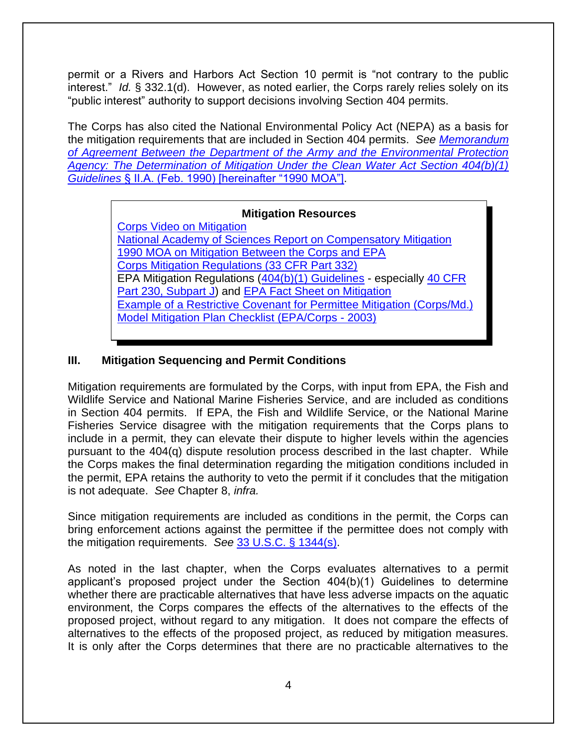permit or a Rivers and Harbors Act Section 10 permit is "not contrary to the public interest." *Id.* § 332.1(d). However, as noted earlier, the Corps rarely relies solely on its "public interest" authority to support decisions involving Section 404 permits.

The Corps has also cited the National Environmental Policy Act (NEPA) as a basis for the mitigation requirements that are included in Section 404 permits. *See Memorandum of Agreement Between the Department of the Army and the Environmental Protection Agency: The Determination of Mitigation Under the Clean Water Act Section 404(b)(1) Guidelines* § II.A. (Feb. 1990) [hereinafter "1990 MOA"].

> **Mitigation Resources**
> Corps Video on Mitigation
> National Academy of Sciences Report on Compensatory Mitigation
> 1990 MOA on Mitigation Between the Corps and EPA
> Corps Mitigation Regulations (33 CFR Part 332)
> EPA Mitigation Regulations (404(b)(1) Guidelines - especially 40 CFR Part 230, Subpart J) and EPA Fact Sheet on Mitigation
> Example of a Restrictive Covenant for Permittee Mitigation (Corps/Md.)
> Model Mitigation Plan Checklist (EPA/Corps - 2003)

## III. Mitigation Sequencing and Permit Conditions

Mitigation requirements are formulated by the Corps, with input from EPA, the Fish and Wildlife Service and National Marine Fisheries Service, and are included as conditions in Section 404 permits. If EPA, the Fish and Wildlife Service, or the National Marine Fisheries Service disagree with the mitigation requirements that the Corps plans to include in a permit, they can elevate their dispute to higher levels within the agencies pursuant to the 404(q) dispute resolution process described in the last chapter. While the Corps makes the final determination regarding the mitigation conditions included in the permit, EPA retains the authority to veto the permit if it concludes that the mitigation is not adequate. *See* Chapter 8, *infra.*

Since mitigation requirements are included as conditions in the permit, the Corps can bring enforcement actions against the permittee if the permittee does not comply with the mitigation requirements. *See* 33 U.S.C. § 1344(s).

As noted in the last chapter, when the Corps evaluates alternatives to a permit applicant's proposed project under the Section 404(b)(1) Guidelines to determine whether there are practicable alternatives that have less adverse impacts on the aquatic environment, the Corps compares the effects of the alternatives to the effects of the proposed project, without regard to any mitigation. It does not compare the effects of alternatives to the effects of the proposed project, as reduced by mitigation measures. It is only after the Corps determines that there are no practicable alternatives to the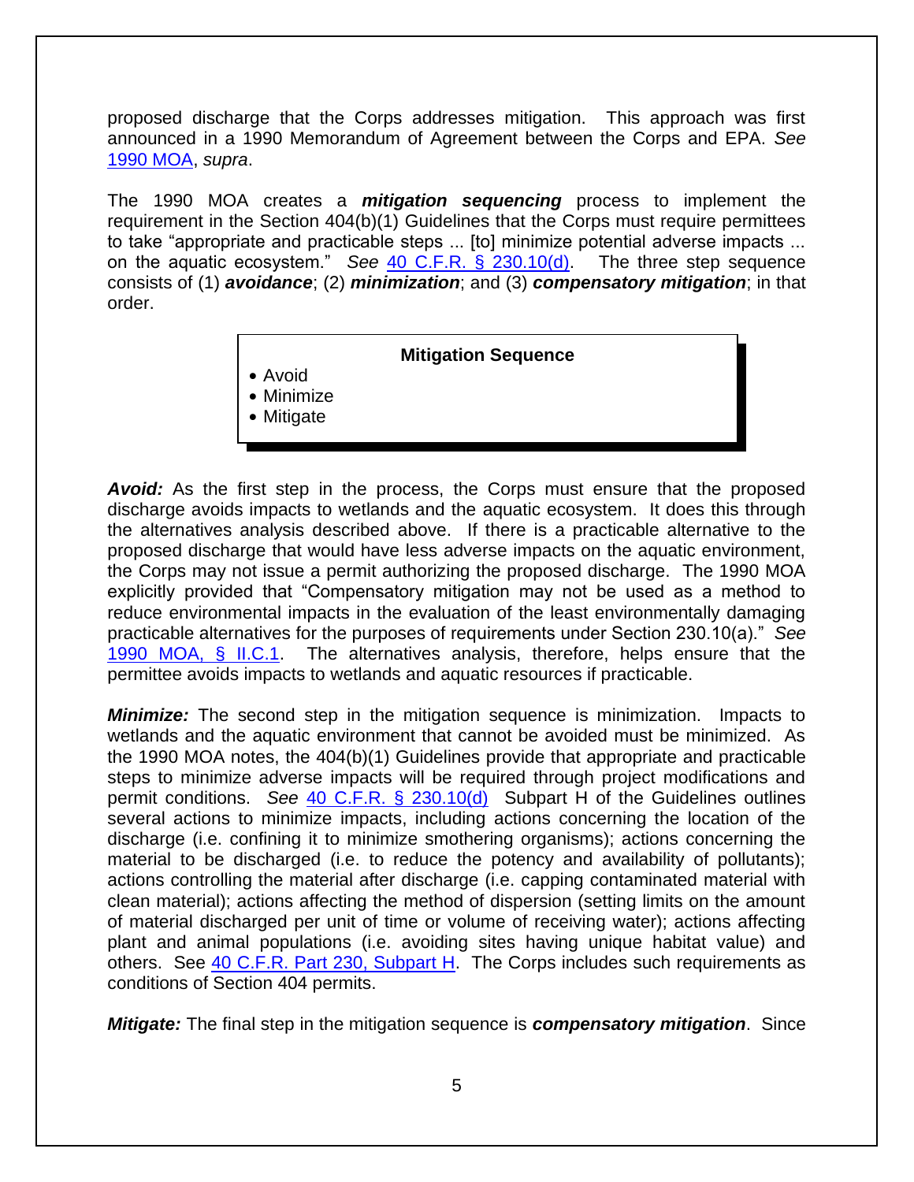proposed discharge that the Corps addresses mitigation. This approach was first announced in a 1990 Memorandum of Agreement between the Corps and EPA. *See* 1990 MOA, *supra*.

The 1990 MOA creates a ***mitigation sequencing*** process to implement the requirement in the Section 404(b)(1) Guidelines that the Corps must require permittees to take "appropriate and practicable steps ... [to] minimize potential adverse impacts ... on the aquatic ecosystem." *See* 40 C.F.R. § 230.10(d). The three step sequence consists of (1) ***avoidance***; (2) ***minimization***; and (3) ***compensatory mitigation***; in that order.

> **Mitigation Sequence**
>
> - Avoid
> - Minimize
> - Mitigate

***Avoid:*** As the first step in the process, the Corps must ensure that the proposed discharge avoids impacts to wetlands and the aquatic ecosystem. It does this through the alternatives analysis described above. If there is a practicable alternative to the proposed discharge that would have less adverse impacts on the aquatic environment, the Corps may not issue a permit authorizing the proposed discharge. The 1990 MOA explicitly provided that "Compensatory mitigation may not be used as a method to reduce environmental impacts in the evaluation of the least environmentally damaging practicable alternatives for the purposes of requirements under Section 230.10(a)." *See* 1990 MOA, § II.C.1. The alternatives analysis, therefore, helps ensure that the permittee avoids impacts to wetlands and aquatic resources if practicable.

***Minimize:*** The second step in the mitigation sequence is minimization. Impacts to wetlands and the aquatic environment that cannot be avoided must be minimized. As the 1990 MOA notes, the 404(b)(1) Guidelines provide that appropriate and practicable steps to minimize adverse impacts will be required through project modifications and permit conditions. *See* 40 C.F.R. § 230.10(d) Subpart H of the Guidelines outlines several actions to minimize impacts, including actions concerning the location of the discharge (i.e. confining it to minimize smothering organisms); actions concerning the material to be discharged (i.e. to reduce the potency and availability of pollutants); actions controlling the material after discharge (i.e. capping contaminated material with clean material); actions affecting the method of dispersion (setting limits on the amount of material discharged per unit of time or volume of receiving water); actions affecting plant and animal populations (i.e. avoiding sites having unique habitat value) and others. See 40 C.F.R. Part 230, Subpart H. The Corps includes such requirements as conditions of Section 404 permits.

***Mitigate:*** The final step in the mitigation sequence is ***compensatory mitigation***. Since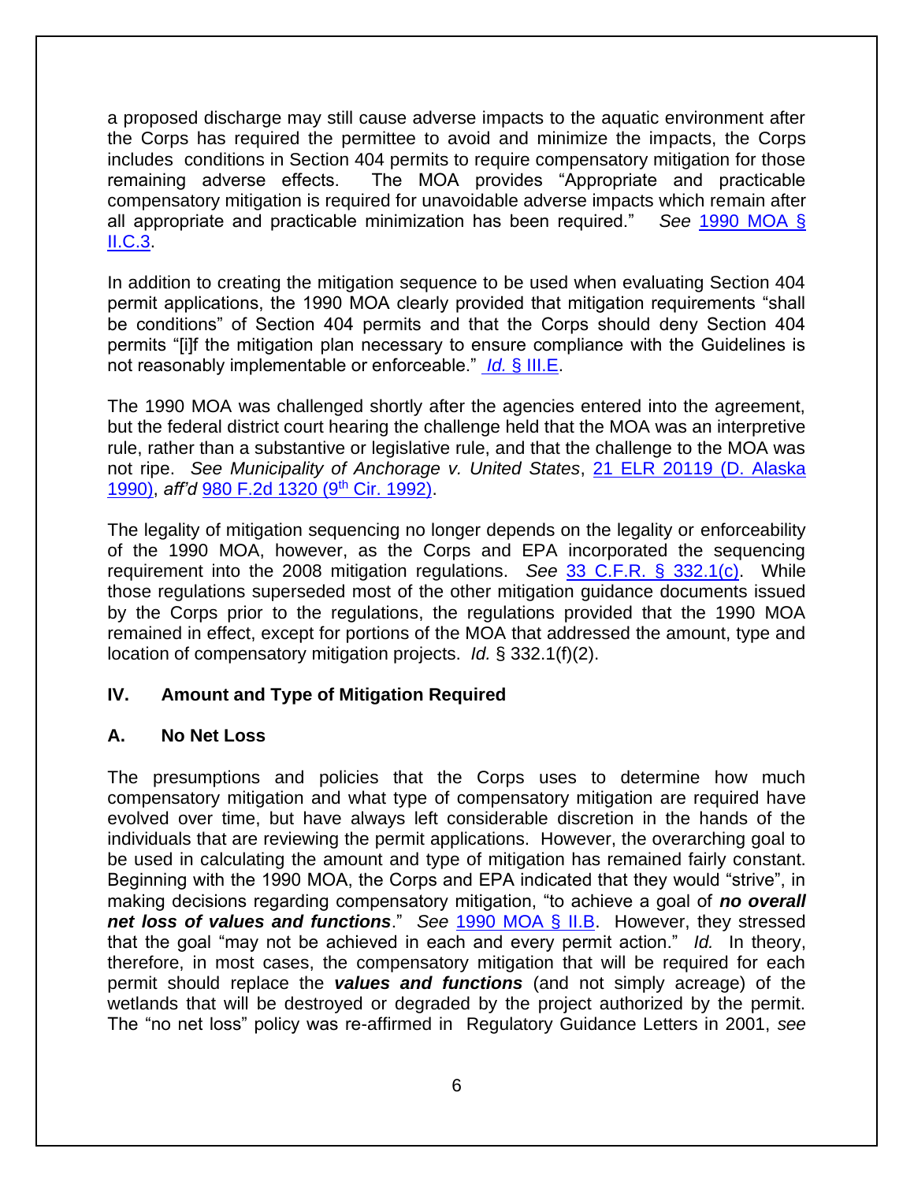a proposed discharge may still cause adverse impacts to the aquatic environment after the Corps has required the permittee to avoid and minimize the impacts, the Corps includes conditions in Section 404 permits to require compensatory mitigation for those remaining adverse effects. The MOA provides "Appropriate and practicable compensatory mitigation is required for unavoidable adverse impacts which remain after all appropriate and practicable minimization has been required." *See* 1990 MOA § II.C.3.

In addition to creating the mitigation sequence to be used when evaluating Section 404 permit applications, the 1990 MOA clearly provided that mitigation requirements "shall be conditions" of Section 404 permits and that the Corps should deny Section 404 permits "[i]f the mitigation plan necessary to ensure compliance with the Guidelines is not reasonably implementable or enforceable." *Id.* § III.E.

The 1990 MOA was challenged shortly after the agencies entered into the agreement, but the federal district court hearing the challenge held that the MOA was an interpretive rule, rather than a substantive or legislative rule, and that the challenge to the MOA was not ripe. *See Municipality of Anchorage v. United States*, 21 ELR 20119 (D. Alaska 1990), *aff'd* 980 F.2d 1320 (9th Cir. 1992).

The legality of mitigation sequencing no longer depends on the legality or enforceability of the 1990 MOA, however, as the Corps and EPA incorporated the sequencing requirement into the 2008 mitigation regulations. *See* 33 C.F.R. § 332.1(c). While those regulations superseded most of the other mitigation guidance documents issued by the Corps prior to the regulations, the regulations provided that the 1990 MOA remained in effect, except for portions of the MOA that addressed the amount, type and location of compensatory mitigation projects. *Id.* § 332.1(f)(2).

## IV. Amount and Type of Mitigation Required

### A. No Net Loss

The presumptions and policies that the Corps uses to determine how much compensatory mitigation and what type of compensatory mitigation are required have evolved over time, but have always left considerable discretion in the hands of the individuals that are reviewing the permit applications. However, the overarching goal to be used in calculating the amount and type of mitigation has remained fairly constant. Beginning with the 1990 MOA, the Corps and EPA indicated that they would "strive", in making decisions regarding compensatory mitigation, "to achieve a goal of ***no overall net loss of values and functions***." *See* 1990 MOA § II.B. However, they stressed that the goal "may not be achieved in each and every permit action." *Id.* In theory, therefore, in most cases, the compensatory mitigation that will be required for each permit should replace the ***values and functions*** (and not simply acreage) of the wetlands that will be destroyed or degraded by the project authorized by the permit. The "no net loss" policy was re-affirmed in Regulatory Guidance Letters in 2001, *see*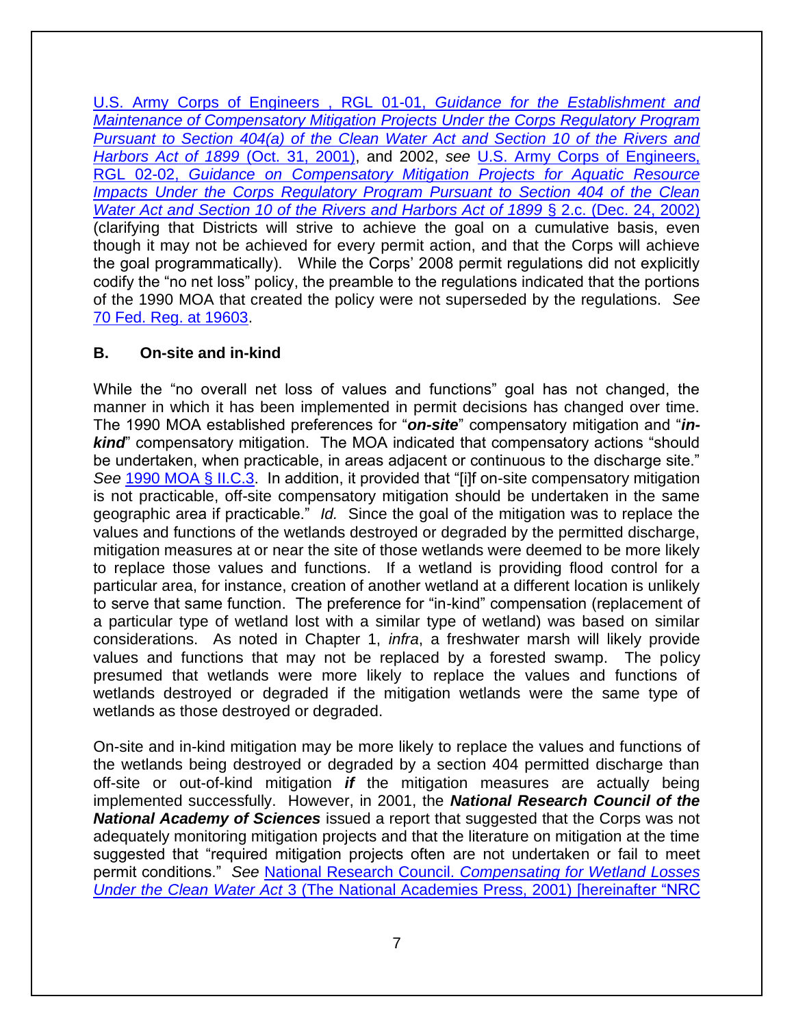U.S. Army Corps of Engineers , RGL 01-01, *Guidance for the Establishment and Maintenance of Compensatory Mitigation Projects Under the Corps Regulatory Program Pursuant to Section 404(a) of the Clean Water Act and Section 10 of the Rivers and Harbors Act of 1899* (Oct. 31, 2001), and 2002, *see* U.S. Army Corps of Engineers, RGL 02-02, *Guidance on Compensatory Mitigation Projects for Aquatic Resource Impacts Under the Corps Regulatory Program Pursuant to Section 404 of the Clean Water Act and Section 10 of the Rivers and Harbors Act of 1899* § 2.c. (Dec. 24, 2002) (clarifying that Districts will strive to achieve the goal on a cumulative basis, even though it may not be achieved for every permit action, and that the Corps will achieve the goal programmatically). While the Corps' 2008 permit regulations did not explicitly codify the "no net loss" policy, the preamble to the regulations indicated that the portions of the 1990 MOA that created the policy were not superseded by the regulations. *See* 70 Fed. Reg. at 19603.

## B. On-site and in-kind

While the "no overall net loss of values and functions" goal has not changed, the manner in which it has been implemented in permit decisions has changed over time. The 1990 MOA established preferences for "***on-site***" compensatory mitigation and "***in-kind***" compensatory mitigation. The MOA indicated that compensatory actions "should be undertaken, when practicable, in areas adjacent or continuous to the discharge site." *See* 1990 MOA § II.C.3. In addition, it provided that "[i]f on-site compensatory mitigation is not practicable, off-site compensatory mitigation should be undertaken in the same geographic area if practicable." *Id.* Since the goal of the mitigation was to replace the values and functions of the wetlands destroyed or degraded by the permitted discharge, mitigation measures at or near the site of those wetlands were deemed to be more likely to replace those values and functions. If a wetland is providing flood control for a particular area, for instance, creation of another wetland at a different location is unlikely to serve that same function. The preference for "in-kind" compensation (replacement of a particular type of wetland lost with a similar type of wetland) was based on similar considerations. As noted in Chapter 1, *infra*, a freshwater marsh will likely provide values and functions that may not be replaced by a forested swamp. The policy presumed that wetlands were more likely to replace the values and functions of wetlands destroyed or degraded if the mitigation wetlands were the same type of wetlands as those destroyed or degraded.

On-site and in-kind mitigation may be more likely to replace the values and functions of the wetlands being destroyed or degraded by a section 404 permitted discharge than off-site or out-of-kind mitigation ***if*** the mitigation measures are actually being implemented successfully. However, in 2001, the ***National Research Council of the National Academy of Sciences*** issued a report that suggested that the Corps was not adequately monitoring mitigation projects and that the literature on mitigation at the time suggested that "required mitigation projects often are not undertaken or fail to meet permit conditions." *See* National Research Council. *Compensating for Wetland Losses Under the Clean Water Act* 3 (The National Academies Press, 2001) [hereinafter "NRC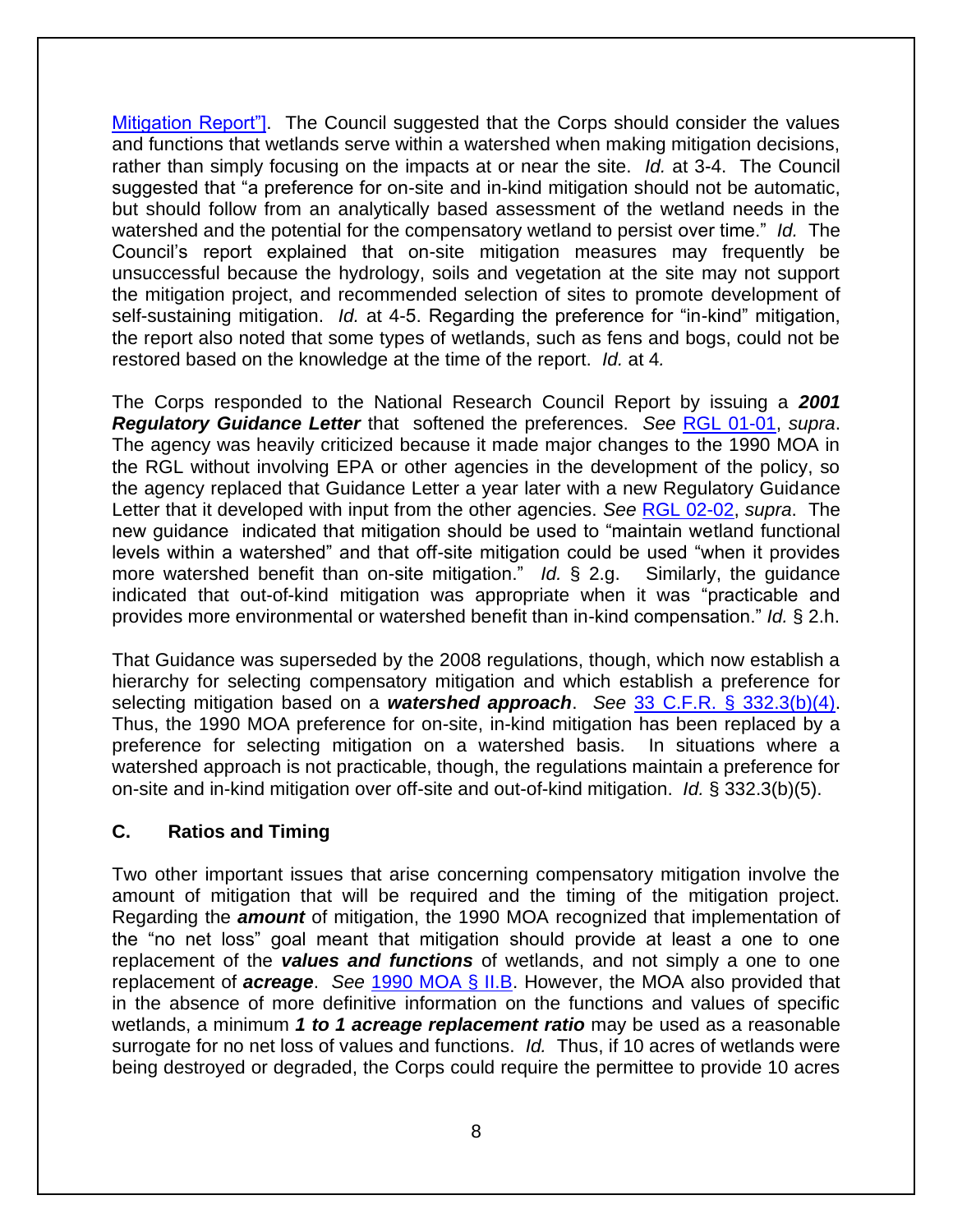Mitigation Report"]. The Council suggested that the Corps should consider the values and functions that wetlands serve within a watershed when making mitigation decisions, rather than simply focusing on the impacts at or near the site. *Id.* at 3-4. The Council suggested that "a preference for on-site and in-kind mitigation should not be automatic, but should follow from an analytically based assessment of the wetland needs in the watershed and the potential for the compensatory wetland to persist over time." *Id.* The Council's report explained that on-site mitigation measures may frequently be unsuccessful because the hydrology, soils and vegetation at the site may not support the mitigation project, and recommended selection of sites to promote development of self-sustaining mitigation. *Id.* at 4-5. Regarding the preference for "in-kind" mitigation, the report also noted that some types of wetlands, such as fens and bogs, could not be restored based on the knowledge at the time of the report. *Id.* at 4*.*

The Corps responded to the National Research Council Report by issuing a ***2001 Regulatory Guidance Letter*** that softened the preferences. *See* RGL 01-01, *supra*. The agency was heavily criticized because it made major changes to the 1990 MOA in the RGL without involving EPA or other agencies in the development of the policy, so the agency replaced that Guidance Letter a year later with a new Regulatory Guidance Letter that it developed with input from the other agencies. *See* RGL 02-02, *supra*. The new guidance indicated that mitigation should be used to "maintain wetland functional levels within a watershed" and that off-site mitigation could be used "when it provides more watershed benefit than on-site mitigation." *Id.* § 2.g. Similarly, the guidance indicated that out-of-kind mitigation was appropriate when it was "practicable and provides more environmental or watershed benefit than in-kind compensation." *Id.* § 2.h.

That Guidance was superseded by the 2008 regulations, though, which now establish a hierarchy for selecting compensatory mitigation and which establish a preference for selecting mitigation based on a ***watershed approach***. *See* 33 C.F.R. § 332.3(b)(4). Thus, the 1990 MOA preference for on-site, in-kind mitigation has been replaced by a preference for selecting mitigation on a watershed basis. In situations where a watershed approach is not practicable, though, the regulations maintain a preference for on-site and in-kind mitigation over off-site and out-of-kind mitigation. *Id.* § 332.3(b)(5).

### C. Ratios and Timing

Two other important issues that arise concerning compensatory mitigation involve the amount of mitigation that will be required and the timing of the mitigation project. Regarding the ***amount*** of mitigation, the 1990 MOA recognized that implementation of the "no net loss" goal meant that mitigation should provide at least a one to one replacement of the ***values and functions*** of wetlands, and not simply a one to one replacement of ***acreage***. *See* 1990 MOA § II.B. However, the MOA also provided that in the absence of more definitive information on the functions and values of specific wetlands, a minimum ***1 to 1 acreage replacement ratio*** may be used as a reasonable surrogate for no net loss of values and functions. *Id.* Thus, if 10 acres of wetlands were being destroyed or degraded, the Corps could require the permittee to provide 10 acres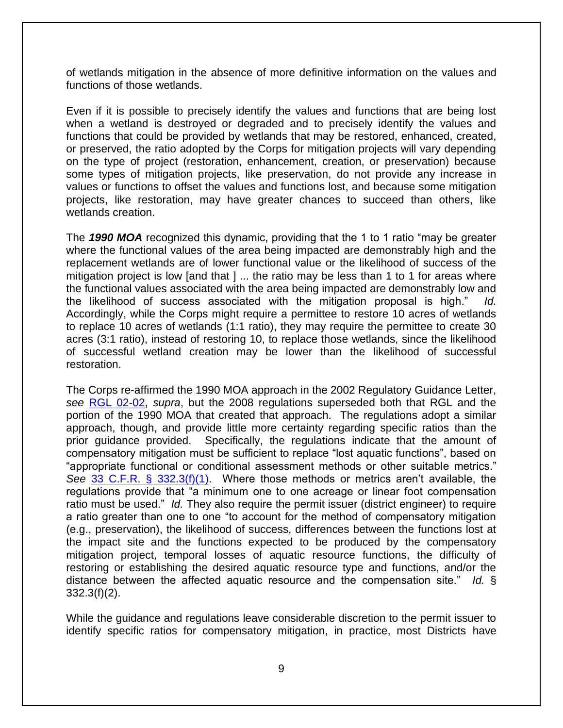of wetlands mitigation in the absence of more definitive information on the values and functions of those wetlands.

Even if it is possible to precisely identify the values and functions that are being lost when a wetland is destroyed or degraded and to precisely identify the values and functions that could be provided by wetlands that may be restored, enhanced, created, or preserved, the ratio adopted by the Corps for mitigation projects will vary depending on the type of project (restoration, enhancement, creation, or preservation) because some types of mitigation projects, like preservation, do not provide any increase in values or functions to offset the values and functions lost, and because some mitigation projects, like restoration, may have greater chances to succeed than others, like wetlands creation.

The ***1990 MOA*** recognized this dynamic, providing that the 1 to 1 ratio "may be greater where the functional values of the area being impacted are demonstrably high and the replacement wetlands are of lower functional value or the likelihood of success of the mitigation project is low [and that ] ... the ratio may be less than 1 to 1 for areas where the functional values associated with the area being impacted are demonstrably low and the likelihood of success associated with the mitigation proposal is high." *Id.* Accordingly, while the Corps might require a permittee to restore 10 acres of wetlands to replace 10 acres of wetlands (1:1 ratio), they may require the permittee to create 30 acres (3:1 ratio), instead of restoring 10, to replace those wetlands, since the likelihood of successful wetland creation may be lower than the likelihood of successful restoration.

The Corps re-affirmed the 1990 MOA approach in the 2002 Regulatory Guidance Letter, *see* RGL 02-02, *supra*, but the 2008 regulations superseded both that RGL and the portion of the 1990 MOA that created that approach. The regulations adopt a similar approach, though, and provide little more certainty regarding specific ratios than the prior guidance provided. Specifically, the regulations indicate that the amount of compensatory mitigation must be sufficient to replace "lost aquatic functions", based on "appropriate functional or conditional assessment methods or other suitable metrics." *See* 33 C.F.R. § 332.3(f)(1). Where those methods or metrics aren't available, the regulations provide that "a minimum one to one acreage or linear foot compensation ratio must be used." *Id.* They also require the permit issuer (district engineer) to require a ratio greater than one to one "to account for the method of compensatory mitigation (e.g., preservation), the likelihood of success, differences between the functions lost at the impact site and the functions expected to be produced by the compensatory mitigation project, temporal losses of aquatic resource functions, the difficulty of restoring or establishing the desired aquatic resource type and functions, and/or the distance between the affected aquatic resource and the compensation site." *Id.* § 332.3(f)(2).

While the guidance and regulations leave considerable discretion to the permit issuer to identify specific ratios for compensatory mitigation, in practice, most Districts have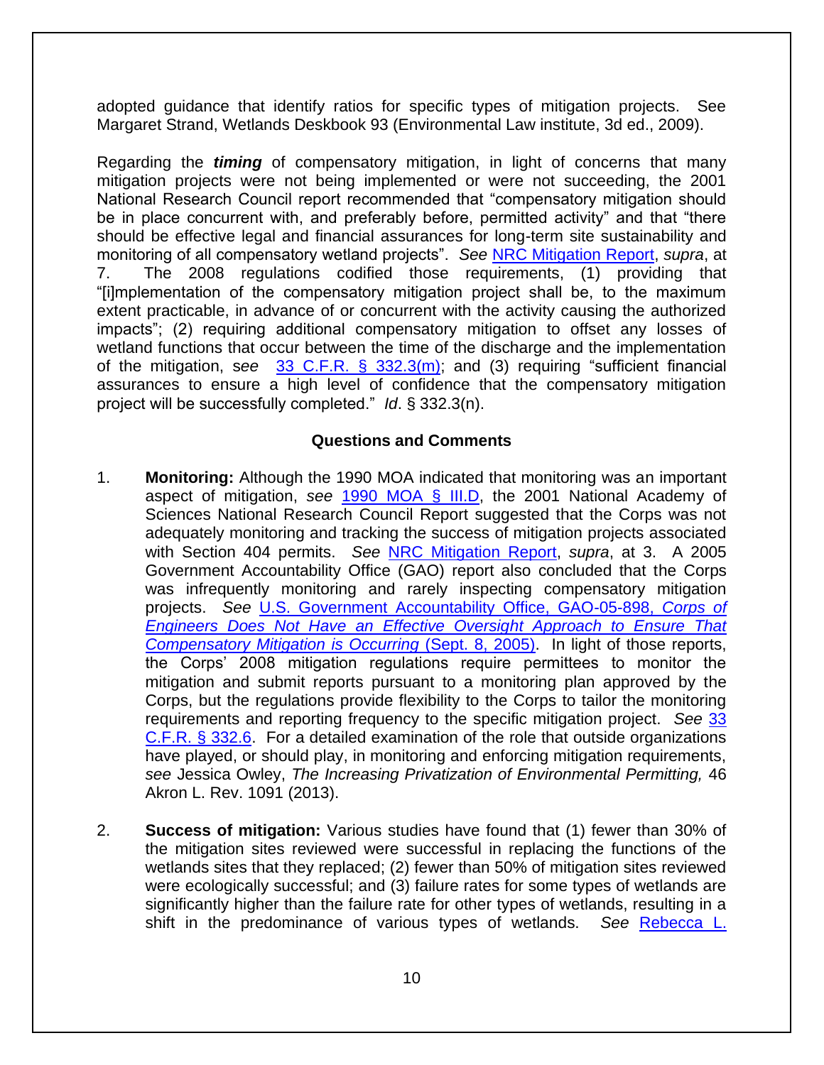adopted guidance that identify ratios for specific types of mitigation projects. See Margaret Strand, Wetlands Deskbook 93 (Environmental Law institute, 3d ed., 2009).

Regarding the ***timing*** of compensatory mitigation, in light of concerns that many mitigation projects were not being implemented or were not succeeding, the 2001 National Research Council report recommended that "compensatory mitigation should be in place concurrent with, and preferably before, permitted activity" and that "there should be effective legal and financial assurances for long-term site sustainability and monitoring of all compensatory wetland projects". *See* NRC Mitigation Report, *supra*, at 7. The 2008 regulations codified those requirements, (1) providing that "[i]mplementation of the compensatory mitigation project shall be, to the maximum extent practicable, in advance of or concurrent with the activity causing the authorized impacts"; (2) requiring additional compensatory mitigation to offset any losses of wetland functions that occur between the time of the discharge and the implementation of the mitigation, s*ee* 33 C.F.R. § 332.3(m); and (3) requiring "sufficient financial assurances to ensure a high level of confidence that the compensatory mitigation project will be successfully completed." *Id*. § 332.3(n).

**Questions and Comments**

1. **Monitoring:** Although the 1990 MOA indicated that monitoring was an important aspect of mitigation, *see* 1990 MOA § III.D, the 2001 National Academy of Sciences National Research Council Report suggested that the Corps was not adequately monitoring and tracking the success of mitigation projects associated with Section 404 permits. *See* NRC Mitigation Report, *supra*, at 3. A 2005 Government Accountability Office (GAO) report also concluded that the Corps was infrequently monitoring and rarely inspecting compensatory mitigation projects. *See* U.S. Government Accountability Office, GAO-05-898, *Corps of Engineers Does Not Have an Effective Oversight Approach to Ensure That Compensatory Mitigation is Occurring* (Sept. 8, 2005). In light of those reports, the Corps' 2008 mitigation regulations require permittees to monitor the mitigation and submit reports pursuant to a monitoring plan approved by the Corps, but the regulations provide flexibility to the Corps to tailor the monitoring requirements and reporting frequency to the specific mitigation project. *See* 33 C.F.R. § 332.6. For a detailed examination of the role that outside organizations have played, or should play, in monitoring and enforcing mitigation requirements, *see* Jessica Owley, *The Increasing Privatization of Environmental Permitting,* 46 Akron L. Rev. 1091 (2013).

2. **Success of mitigation:** Various studies have found that (1) fewer than 30% of the mitigation sites reviewed were successful in replacing the functions of the wetlands sites that they replaced; (2) fewer than 50% of mitigation sites reviewed were ecologically successful; and (3) failure rates for some types of wetlands are significantly higher than the failure rate for other types of wetlands, resulting in a shift in the predominance of various types of wetlands. *See* Rebecca L.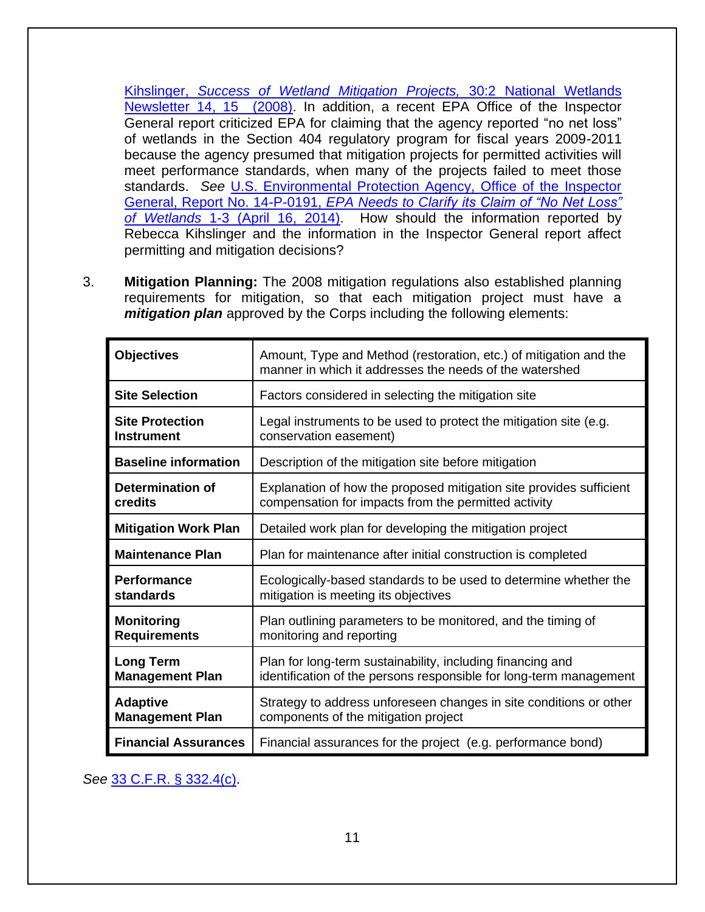Kihslinger, *Success of Wetland Mitigation Projects,* 30:2 National Wetlands Newsletter 14, 15 (2008). In addition, a recent EPA Office of the Inspector General report criticized EPA for claiming that the agency reported "no net loss" of wetlands in the Section 404 regulatory program for fiscal years 2009-2011 because the agency presumed that mitigation projects for permitted activities will meet performance standards, when many of the projects failed to meet those standards. *See* U.S. Environmental Protection Agency, Office of the Inspector General, Report No. 14-P-0191, *EPA Needs to Clarify its Claim of "No Net Loss" of Wetlands* 1-3 (April 16, 2014). How should the information reported by Rebecca Kihslinger and the information in the Inspector General report affect permitting and mitigation decisions?

3. **Mitigation Planning:** The 2008 mitigation regulations also established planning requirements for mitigation, so that each mitigation project must have a ***mitigation plan*** approved by the Corps including the following elements:

| | |
|---|---|
| **Objectives** | Amount, Type and Method (restoration, etc.) of mitigation and the manner in which it addresses the needs of the watershed |
| **Site Selection** | Factors considered in selecting the mitigation site |
| **Site Protection Instrument** | Legal instruments to be used to protect the mitigation site (e.g. conservation easement) |
| **Baseline information** | Description of the mitigation site before mitigation |
| **Determination of credits** | Explanation of how the proposed mitigation site provides sufficient compensation for impacts from the permitted activity |
| **Mitigation Work Plan** | Detailed work plan for developing the mitigation project |
| **Maintenance Plan** | Plan for maintenance after initial construction is completed |
| **Performance standards** | Ecologically-based standards to be used to determine whether the mitigation is meeting its objectives |
| **Monitoring Requirements** | Plan outlining parameters to be monitored, and the timing of monitoring and reporting |
| **Long Term Management Plan** | Plan for long-term sustainability, including financing and identification of the persons responsible for long-term management |
| **Adaptive Management Plan** | Strategy to address unforeseen changes in site conditions or other components of the mitigation project |
| **Financial Assurances** | Financial assurances for the project (e.g. performance bond) |

*See* 33 C.F.R. § 332.4(c).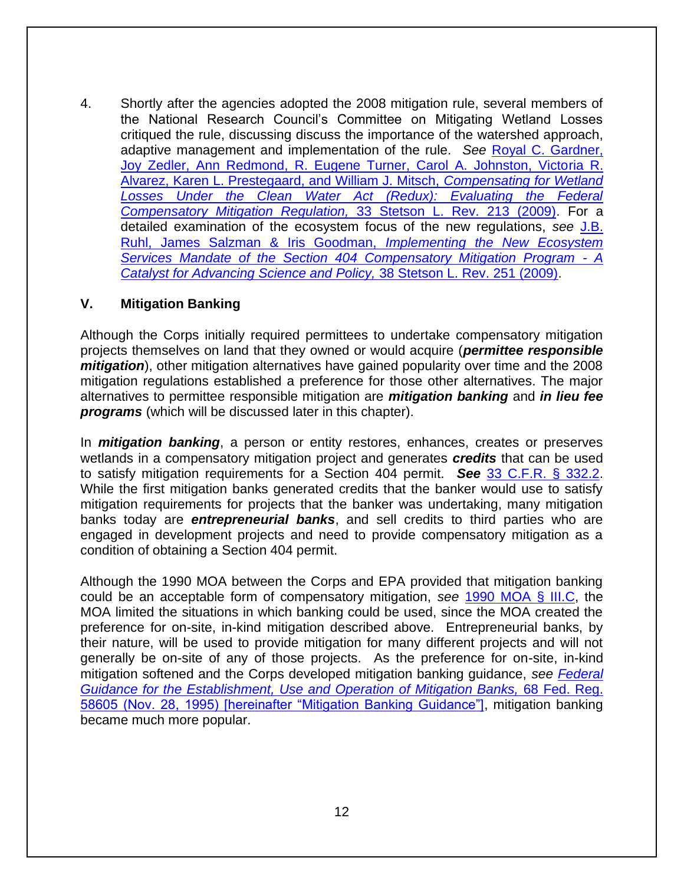4. Shortly after the agencies adopted the 2008 mitigation rule, several members of the National Research Council's Committee on Mitigating Wetland Losses critiqued the rule, discussing discuss the importance of the watershed approach, adaptive management and implementation of the rule. *See* Royal C. Gardner, Joy Zedler, Ann Redmond, R. Eugene Turner, Carol A. Johnston, Victoria R. Alvarez, Karen L. Prestegaard, and William J. Mitsch, *Compensating for Wetland Losses Under the Clean Water Act (Redux): Evaluating the Federal Compensatory Mitigation Regulation,* 33 Stetson L. Rev. 213 (2009). For a detailed examination of the ecosystem focus of the new regulations, *see* J.B. Ruhl, James Salzman & Iris Goodman, *Implementing the New Ecosystem Services Mandate of the Section 404 Compensatory Mitigation Program - A Catalyst for Advancing Science and Policy,* 38 Stetson L. Rev. 251 (2009).

## V. Mitigation Banking

Although the Corps initially required permittees to undertake compensatory mitigation projects themselves on land that they owned or would acquire (***permittee responsible mitigation***), other mitigation alternatives have gained popularity over time and the 2008 mitigation regulations established a preference for those other alternatives. The major alternatives to permittee responsible mitigation are ***mitigation banking*** and ***in lieu fee programs*** (which will be discussed later in this chapter).

In ***mitigation banking***, a person or entity restores, enhances, creates or preserves wetlands in a compensatory mitigation project and generates ***credits*** that can be used to satisfy mitigation requirements for a Section 404 permit. ***See*** 33 C.F.R. § 332.2. While the first mitigation banks generated credits that the banker would use to satisfy mitigation requirements for projects that the banker was undertaking, many mitigation banks today are ***entrepreneurial banks***, and sell credits to third parties who are engaged in development projects and need to provide compensatory mitigation as a condition of obtaining a Section 404 permit.

Although the 1990 MOA between the Corps and EPA provided that mitigation banking could be an acceptable form of compensatory mitigation, *see* 1990 MOA § III.C, the MOA limited the situations in which banking could be used, since the MOA created the preference for on-site, in-kind mitigation described above. Entrepreneurial banks, by their nature, will be used to provide mitigation for many different projects and will not generally be on-site of any of those projects. As the preference for on-site, in-kind mitigation softened and the Corps developed mitigation banking guidance, *see* *Federal Guidance for the Establishment, Use and Operation of Mitigation Banks,* 68 Fed. Reg. 58605 (Nov. 28, 1995) [hereinafter "Mitigation Banking Guidance"], mitigation banking became much more popular.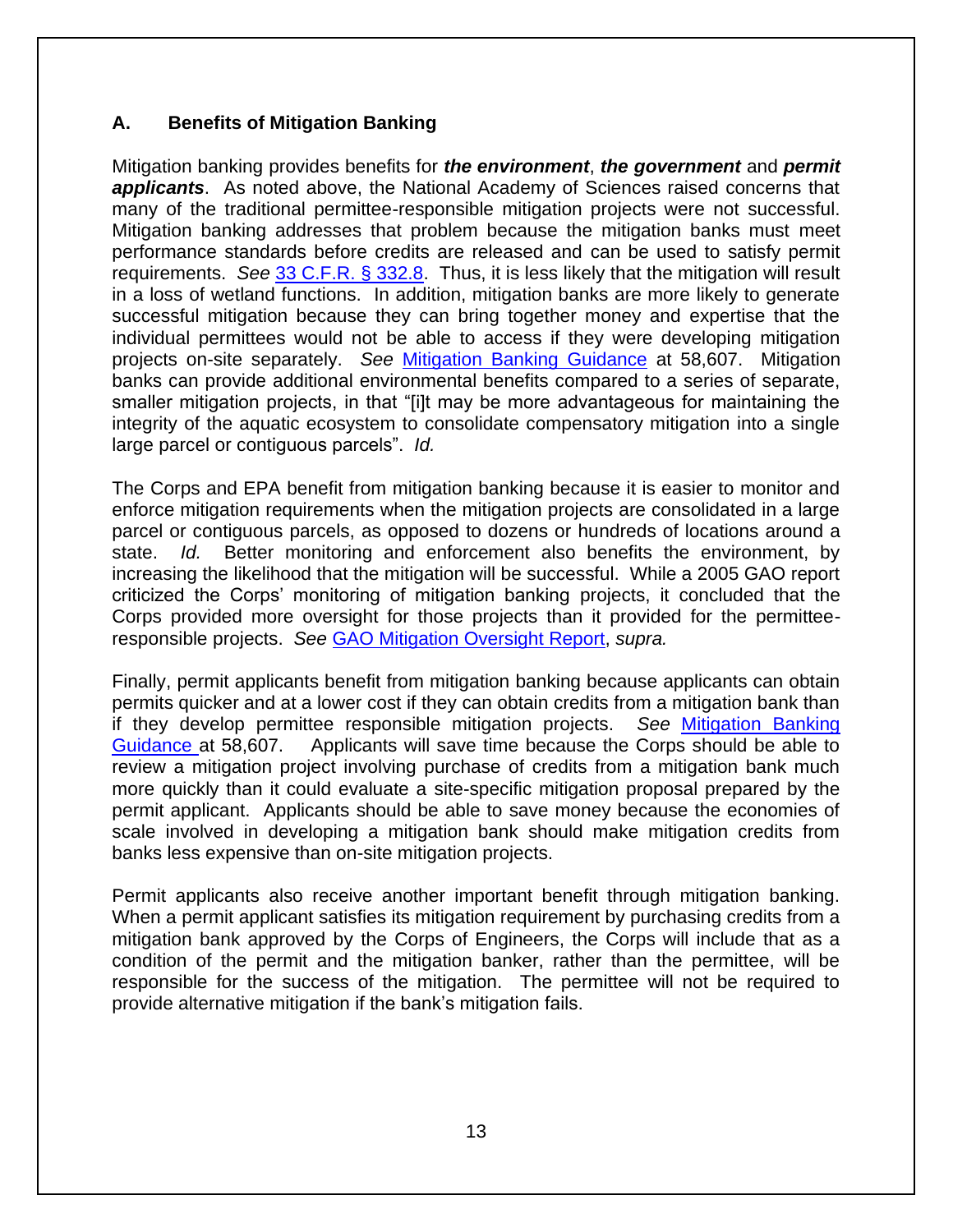### A. Benefits of Mitigation Banking

Mitigation banking provides benefits for ***the environment***, ***the government*** and ***permit applicants***. As noted above, the National Academy of Sciences raised concerns that many of the traditional permittee-responsible mitigation projects were not successful. Mitigation banking addresses that problem because the mitigation banks must meet performance standards before credits are released and can be used to satisfy permit requirements. *See* 33 C.F.R. § 332.8. Thus, it is less likely that the mitigation will result in a loss of wetland functions. In addition, mitigation banks are more likely to generate successful mitigation because they can bring together money and expertise that the individual permittees would not be able to access if they were developing mitigation projects on-site separately. *See* Mitigation Banking Guidance at 58,607. Mitigation banks can provide additional environmental benefits compared to a series of separate, smaller mitigation projects, in that "[i]t may be more advantageous for maintaining the integrity of the aquatic ecosystem to consolidate compensatory mitigation into a single large parcel or contiguous parcels". *Id.*

The Corps and EPA benefit from mitigation banking because it is easier to monitor and enforce mitigation requirements when the mitigation projects are consolidated in a large parcel or contiguous parcels, as opposed to dozens or hundreds of locations around a state. *Id.* Better monitoring and enforcement also benefits the environment, by increasing the likelihood that the mitigation will be successful. While a 2005 GAO report criticized the Corps' monitoring of mitigation banking projects, it concluded that the Corps provided more oversight for those projects than it provided for the permittee-responsible projects. *See* GAO Mitigation Oversight Report, *supra.*

Finally, permit applicants benefit from mitigation banking because applicants can obtain permits quicker and at a lower cost if they can obtain credits from a mitigation bank than if they develop permittee responsible mitigation projects. *See* Mitigation Banking Guidance at 58,607. Applicants will save time because the Corps should be able to review a mitigation project involving purchase of credits from a mitigation bank much more quickly than it could evaluate a site-specific mitigation proposal prepared by the permit applicant. Applicants should be able to save money because the economies of scale involved in developing a mitigation bank should make mitigation credits from banks less expensive than on-site mitigation projects.

Permit applicants also receive another important benefit through mitigation banking. When a permit applicant satisfies its mitigation requirement by purchasing credits from a mitigation bank approved by the Corps of Engineers, the Corps will include that as a condition of the permit and the mitigation banker, rather than the permittee, will be responsible for the success of the mitigation. The permittee will not be required to provide alternative mitigation if the bank's mitigation fails.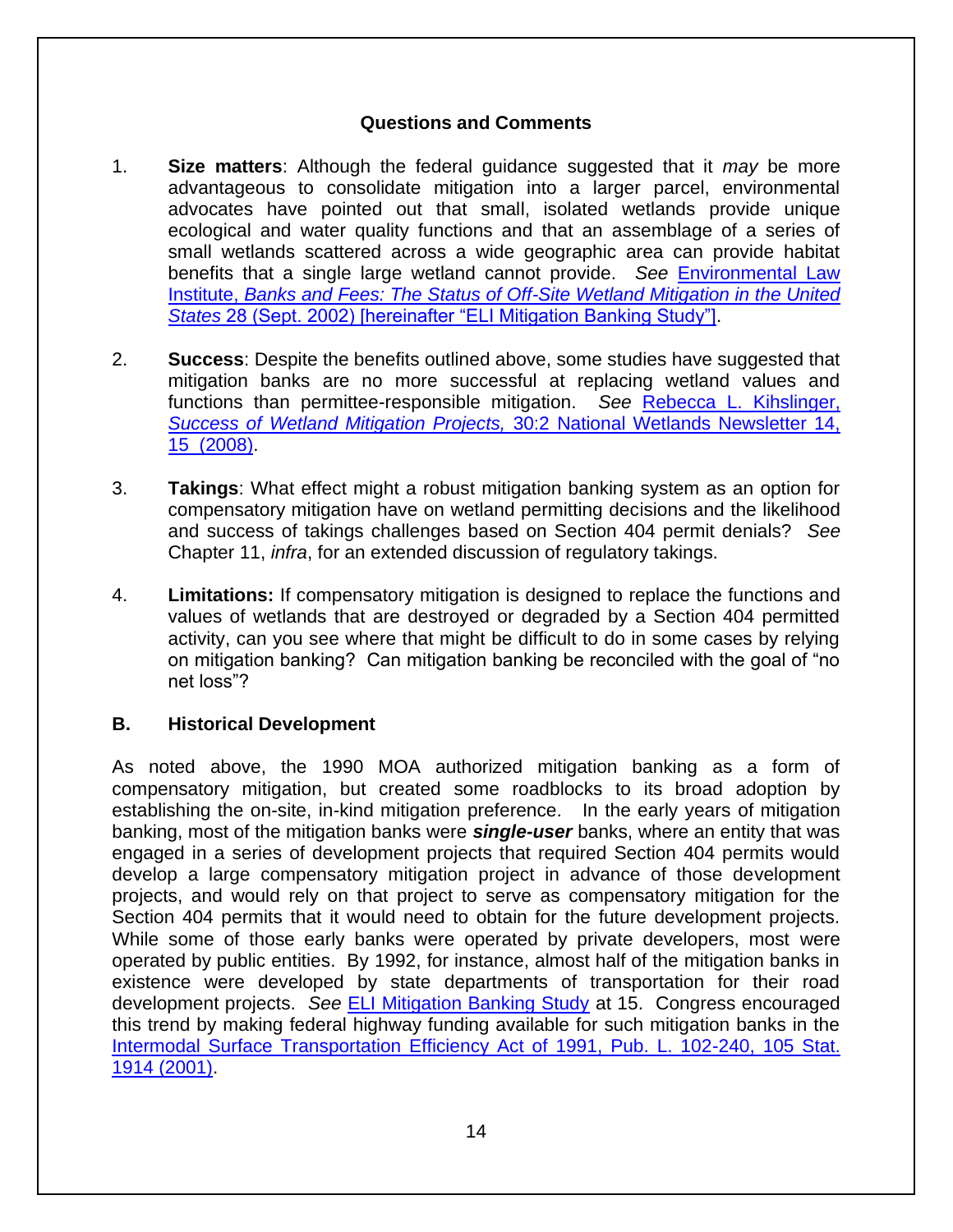## Questions and Comments

1. **Size matters**: Although the federal guidance suggested that it *may* be more advantageous to consolidate mitigation into a larger parcel, environmental advocates have pointed out that small, isolated wetlands provide unique ecological and water quality functions and that an assemblage of a series of small wetlands scattered across a wide geographic area can provide habitat benefits that a single large wetland cannot provide. *See* Environmental Law Institute, *Banks and Fees: The Status of Off-Site Wetland Mitigation in the United States* 28 (Sept. 2002) [hereinafter "ELI Mitigation Banking Study"].

2. **Success**: Despite the benefits outlined above, some studies have suggested that mitigation banks are no more successful at replacing wetland values and functions than permittee-responsible mitigation. *See* Rebecca L. Kihslinger, *Success of Wetland Mitigation Projects,* 30:2 National Wetlands Newsletter 14, 15 (2008).

3. **Takings**: What effect might a robust mitigation banking system as an option for compensatory mitigation have on wetland permitting decisions and the likelihood and success of takings challenges based on Section 404 permit denials? *See* Chapter 11, *infra*, for an extended discussion of regulatory takings.

4. **Limitations:** If compensatory mitigation is designed to replace the functions and values of wetlands that are destroyed or degraded by a Section 404 permitted activity, can you see where that might be difficult to do in some cases by relying on mitigation banking? Can mitigation banking be reconciled with the goal of "no net loss"?

## B. Historical Development

As noted above, the 1990 MOA authorized mitigation banking as a form of compensatory mitigation, but created some roadblocks to its broad adoption by establishing the on-site, in-kind mitigation preference. In the early years of mitigation banking, most of the mitigation banks were ***single-user*** banks, where an entity that was engaged in a series of development projects that required Section 404 permits would develop a large compensatory mitigation project in advance of those development projects, and would rely on that project to serve as compensatory mitigation for the Section 404 permits that it would need to obtain for the future development projects. While some of those early banks were operated by private developers, most were operated by public entities. By 1992, for instance, almost half of the mitigation banks in existence were developed by state departments of transportation for their road development projects. *See* ELI Mitigation Banking Study at 15. Congress encouraged this trend by making federal highway funding available for such mitigation banks in the Intermodal Surface Transportation Efficiency Act of 1991, Pub. L. 102-240, 105 Stat. 1914 (2001).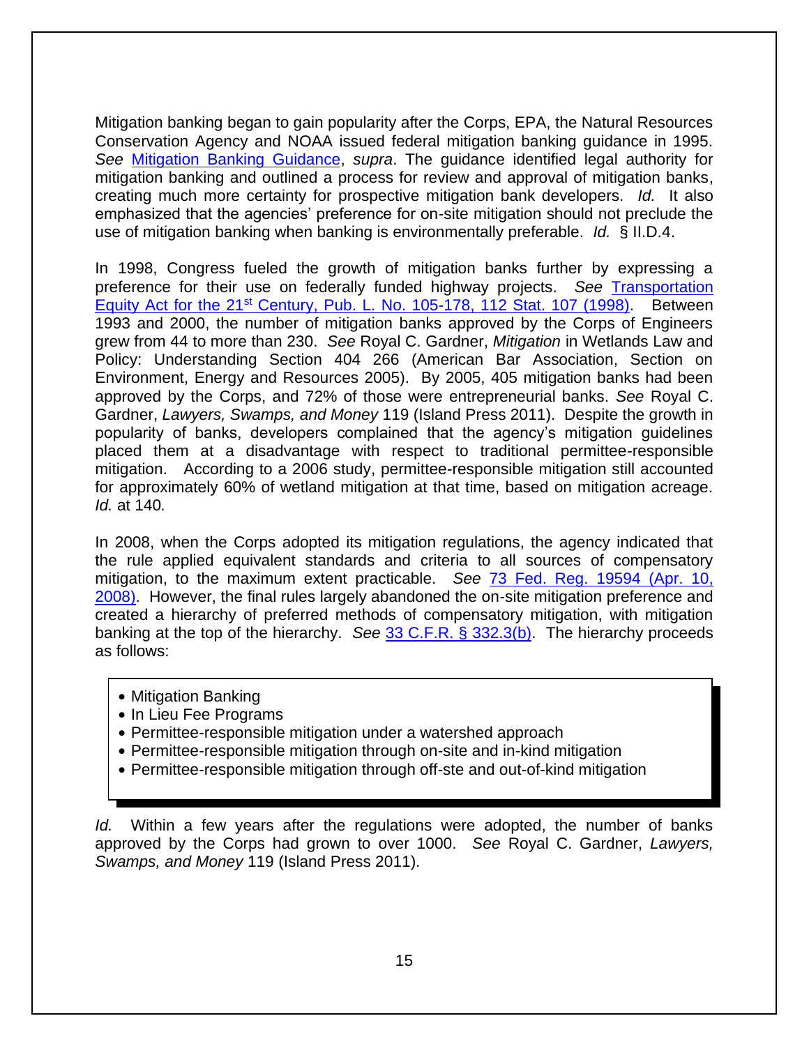Mitigation banking began to gain popularity after the Corps, EPA, the Natural Resources Conservation Agency and NOAA issued federal mitigation banking guidance in 1995. *See* [Mitigation Banking Guidance](), *supra*. The guidance identified legal authority for mitigation banking and outlined a process for review and approval of mitigation banks, creating much more certainty for prospective mitigation bank developers. *Id.* It also emphasized that the agencies' preference for on-site mitigation should not preclude the use of mitigation banking when banking is environmentally preferable. *Id.* § II.D.4.

In 1998, Congress fueled the growth of mitigation banks further by expressing a preference for their use on federally funded highway projects. *See* [Transportation Equity Act for the 21st Century, Pub. L. No. 105-178, 112 Stat. 107 (1998)](). Between 1993 and 2000, the number of mitigation banks approved by the Corps of Engineers grew from 44 to more than 230. *See* Royal C. Gardner, *Mitigation* in Wetlands Law and Policy: Understanding Section 404 266 (American Bar Association, Section on Environment, Energy and Resources 2005). By 2005, 405 mitigation banks had been approved by the Corps, and 72% of those were entrepreneurial banks. *See* Royal C. Gardner, *Lawyers, Swamps, and Money* 119 (Island Press 2011). Despite the growth in popularity of banks, developers complained that the agency's mitigation guidelines placed them at a disadvantage with respect to traditional permittee-responsible mitigation. According to a 2006 study, permittee-responsible mitigation still accounted for approximately 60% of wetland mitigation at that time, based on mitigation acreage. *Id.* at 140*.*

In 2008, when the Corps adopted its mitigation regulations, the agency indicated that the rule applied equivalent standards and criteria to all sources of compensatory mitigation, to the maximum extent practicable. *See* [73 Fed. Reg. 19594 (Apr. 10, 2008)](). However, the final rules largely abandoned the on-site mitigation preference and created a hierarchy of preferred methods of compensatory mitigation, with mitigation banking at the top of the hierarchy. *See* [33 C.F.R. § 332.3(b)](). The hierarchy proceeds as follows:

- Mitigation Banking
- In Lieu Fee Programs
- Permittee-responsible mitigation under a watershed approach
- Permittee-responsible mitigation through on-site and in-kind mitigation
- Permittee-responsible mitigation through off-ste and out-of-kind mitigation

*Id.* Within a few years after the regulations were adopted, the number of banks approved by the Corps had grown to over 1000. *See* Royal C. Gardner, *Lawyers, Swamps, and Money* 119 (Island Press 2011).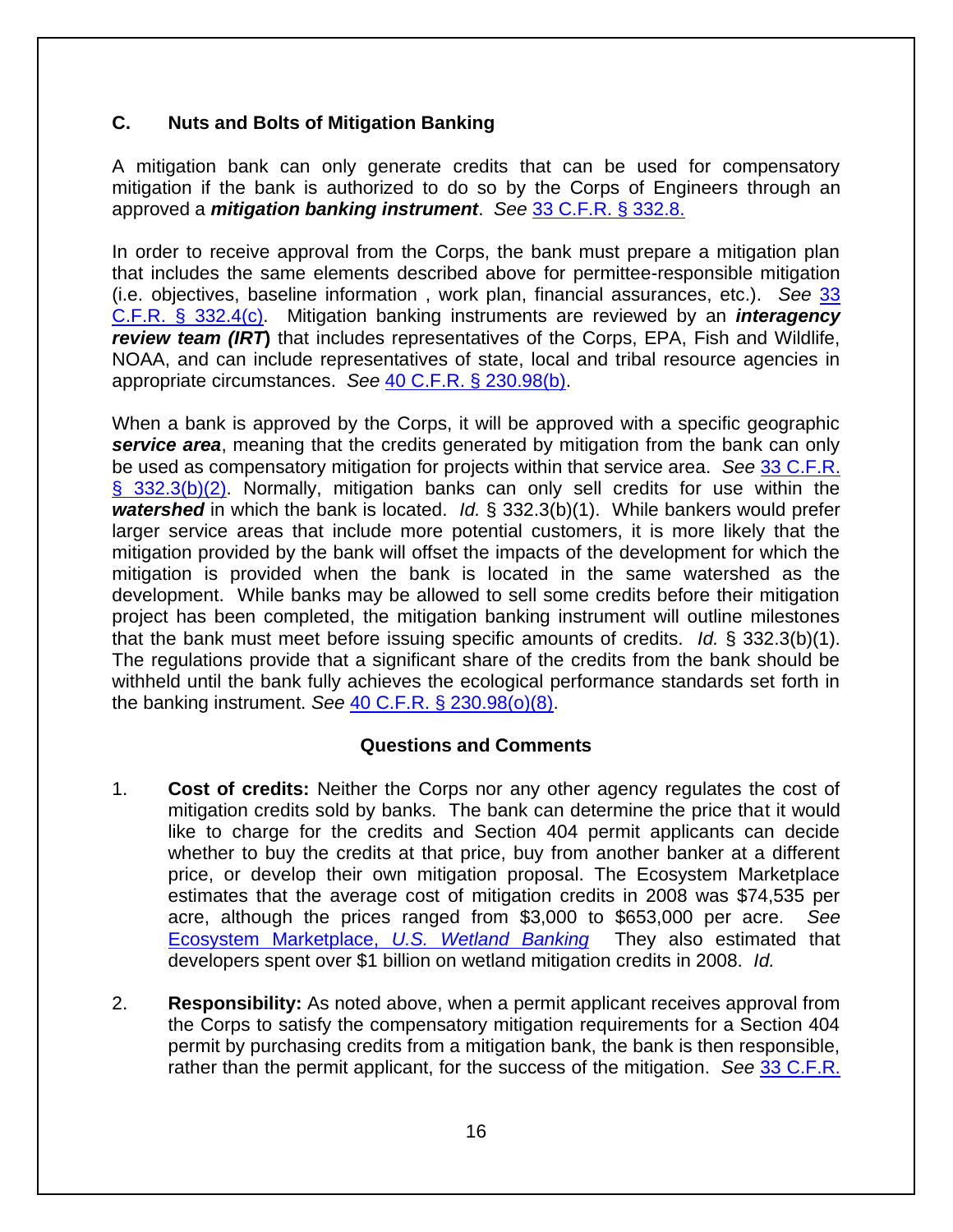### C. Nuts and Bolts of Mitigation Banking

A mitigation bank can only generate credits that can be used for compensatory mitigation if the bank is authorized to do so by the Corps of Engineers through an approved a ***mitigation banking instrument***. *See* [33 C.F.R. § 332.8.]()

In order to receive approval from the Corps, the bank must prepare a mitigation plan that includes the same elements described above for permittee-responsible mitigation (i.e. objectives, baseline information , work plan, financial assurances, etc.). *See* [33 C.F.R. § 332.4(c)](). Mitigation banking instruments are reviewed by an ***interagency review team (IRT)*** that includes representatives of the Corps, EPA, Fish and Wildlife, NOAA, and can include representatives of state, local and tribal resource agencies in appropriate circumstances. *See* [40 C.F.R. § 230.98(b)]().

When a bank is approved by the Corps, it will be approved with a specific geographic ***service area***, meaning that the credits generated by mitigation from the bank can only be used as compensatory mitigation for projects within that service area. *See* [33 C.F.R. § 332.3(b)(2)](). Normally, mitigation banks can only sell credits for use within the ***watershed*** in which the bank is located. *Id.* § 332.3(b)(1). While bankers would prefer larger service areas that include more potential customers, it is more likely that the mitigation provided by the bank will offset the impacts of the development for which the mitigation is provided when the bank is located in the same watershed as the development. While banks may be allowed to sell some credits before their mitigation project has been completed, the mitigation banking instrument will outline milestones that the bank must meet before issuing specific amounts of credits. *Id.* § 332.3(b)(1). The regulations provide that a significant share of the credits from the bank should be withheld until the bank fully achieves the ecological performance standards set forth in the banking instrument. *See* [40 C.F.R. § 230.98(o)(8)]().

**Questions and Comments**

1. **Cost of credits:** Neither the Corps nor any other agency regulates the cost of mitigation credits sold by banks. The bank can determine the price that it would like to charge for the credits and Section 404 permit applicants can decide whether to buy the credits at that price, buy from another banker at a different price, or develop their own mitigation proposal. The Ecosystem Marketplace estimates that the average cost of mitigation credits in 2008 was $74,535 per acre, although the prices ranged from $3,000 to $653,000 per acre. *See* [Ecosystem Marketplace, *U.S. Wetland Banking*]() They also estimated that developers spent over $1 billion on wetland mitigation credits in 2008. *Id.*

2. **Responsibility:** As noted above, when a permit applicant receives approval from the Corps to satisfy the compensatory mitigation requirements for a Section 404 permit by purchasing credits from a mitigation bank, the bank is then responsible, rather than the permit applicant, for the success of the mitigation. *See* [33 C.F.R.]()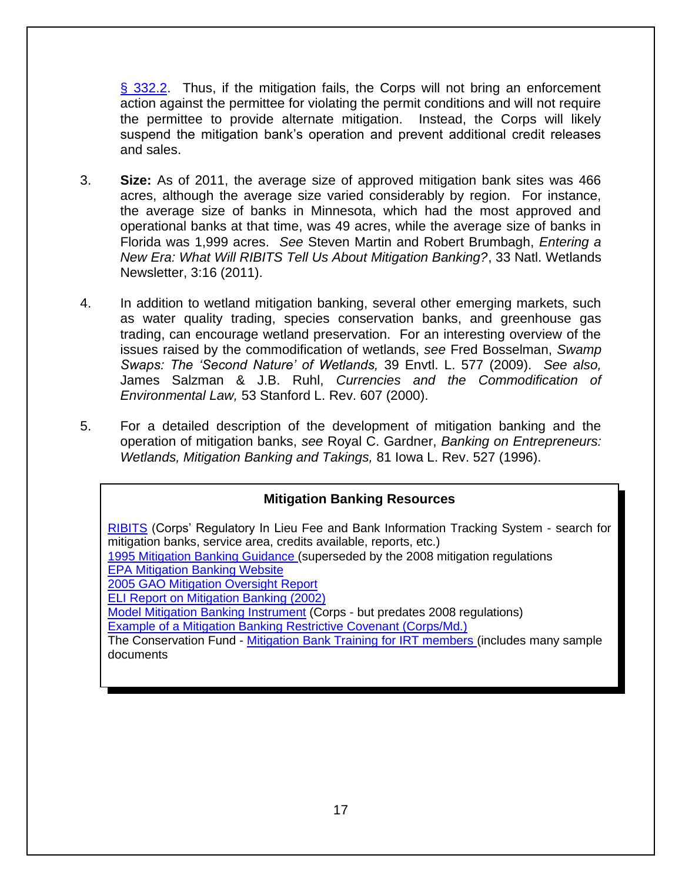§ 332.2. Thus, if the mitigation fails, the Corps will not bring an enforcement action against the permittee for violating the permit conditions and will not require the permittee to provide alternate mitigation. Instead, the Corps will likely suspend the mitigation bank's operation and prevent additional credit releases and sales.

3. **Size:** As of 2011, the average size of approved mitigation bank sites was 466 acres, although the average size varied considerably by region. For instance, the average size of banks in Minnesota, which had the most approved and operational banks at that time, was 49 acres, while the average size of banks in Florida was 1,999 acres. *See* Steven Martin and Robert Brumbagh, *Entering a New Era: What Will RIBITS Tell Us About Mitigation Banking?*, 33 Natl. Wetlands Newsletter, 3:16 (2011).

4. In addition to wetland mitigation banking, several other emerging markets, such as water quality trading, species conservation banks, and greenhouse gas trading, can encourage wetland preservation. For an interesting overview of the issues raised by the commodification of wetlands, *see* Fred Bosselman, *Swamp Swaps: The 'Second Nature' of Wetlands,* 39 Envtl. L. 577 (2009). *See also,* James Salzman & J.B. Ruhl, *Currencies and the Commodification of Environmental Law,* 53 Stanford L. Rev. 607 (2000).

5. For a detailed description of the development of mitigation banking and the operation of mitigation banks, *see* Royal C. Gardner, *Banking on Entrepreneurs: Wetlands, Mitigation Banking and Takings,* 81 Iowa L. Rev. 527 (1996).

**Mitigation Banking Resources**

RIBITS (Corps' Regulatory In Lieu Fee and Bank Information Tracking System - search for mitigation banks, service area, credits available, reports, etc.)
1995 Mitigation Banking Guidance (superseded by the 2008 mitigation regulations
EPA Mitigation Banking Website
2005 GAO Mitigation Oversight Report
ELI Report on Mitigation Banking (2002)
Model Mitigation Banking Instrument (Corps - but predates 2008 regulations)
Example of a Mitigation Banking Restrictive Covenant (Corps/Md.)
The Conservation Fund - Mitigation Bank Training for IRT members (includes many sample documents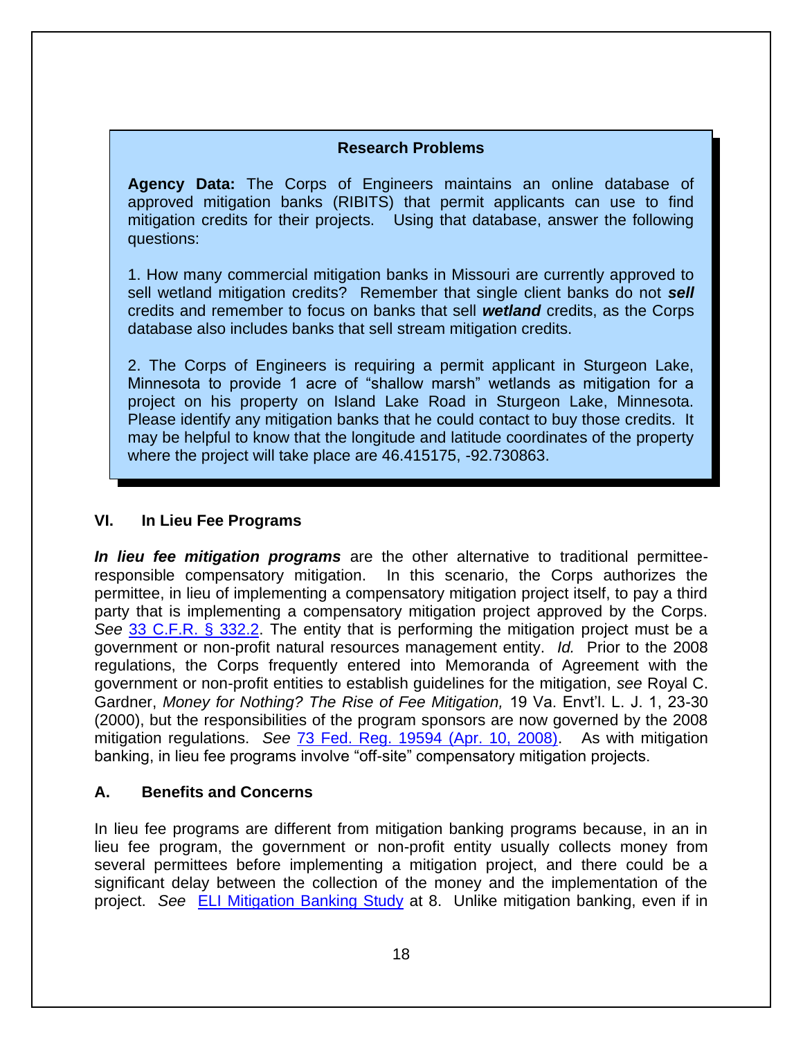**Research Problems**

**Agency Data:** The Corps of Engineers maintains an online database of approved mitigation banks (RIBITS) that permit applicants can use to find mitigation credits for their projects. Using that database, answer the following questions:

1. How many commercial mitigation banks in Missouri are currently approved to sell wetland mitigation credits? Remember that single client banks do not ***sell*** credits and remember to focus on banks that sell ***wetland*** credits, as the Corps database also includes banks that sell stream mitigation credits.

2. The Corps of Engineers is requiring a permit applicant in Sturgeon Lake, Minnesota to provide 1 acre of "shallow marsh" wetlands as mitigation for a project on his property on Island Lake Road in Sturgeon Lake, Minnesota. Please identify any mitigation banks that he could contact to buy those credits. It may be helpful to know that the longitude and latitude coordinates of the property where the project will take place are 46.415175, -92.730863.

## VI. In Lieu Fee Programs

***In lieu fee mitigation programs*** are the other alternative to traditional permittee-responsible compensatory mitigation. In this scenario, the Corps authorizes the permittee, in lieu of implementing a compensatory mitigation project itself, to pay a third party that is implementing a compensatory mitigation project approved by the Corps. *See* 33 C.F.R. § 332.2. The entity that is performing the mitigation project must be a government or non-profit natural resources management entity. *Id.* Prior to the 2008 regulations, the Corps frequently entered into Memoranda of Agreement with the government or non-profit entities to establish guidelines for the mitigation, *see* Royal C. Gardner, *Money for Nothing? The Rise of Fee Mitigation,* 19 Va. Envt'l. L. J. 1, 23-30 (2000), but the responsibilities of the program sponsors are now governed by the 2008 mitigation regulations. *See* 73 Fed. Reg. 19594 (Apr. 10, 2008). As with mitigation banking, in lieu fee programs involve "off-site" compensatory mitigation projects.

### A. Benefits and Concerns

In lieu fee programs are different from mitigation banking programs because, in an in lieu fee program, the government or non-profit entity usually collects money from several permittees before implementing a mitigation project, and there could be a significant delay between the collection of the money and the implementation of the project. *See* ELI Mitigation Banking Study at 8. Unlike mitigation banking, even if in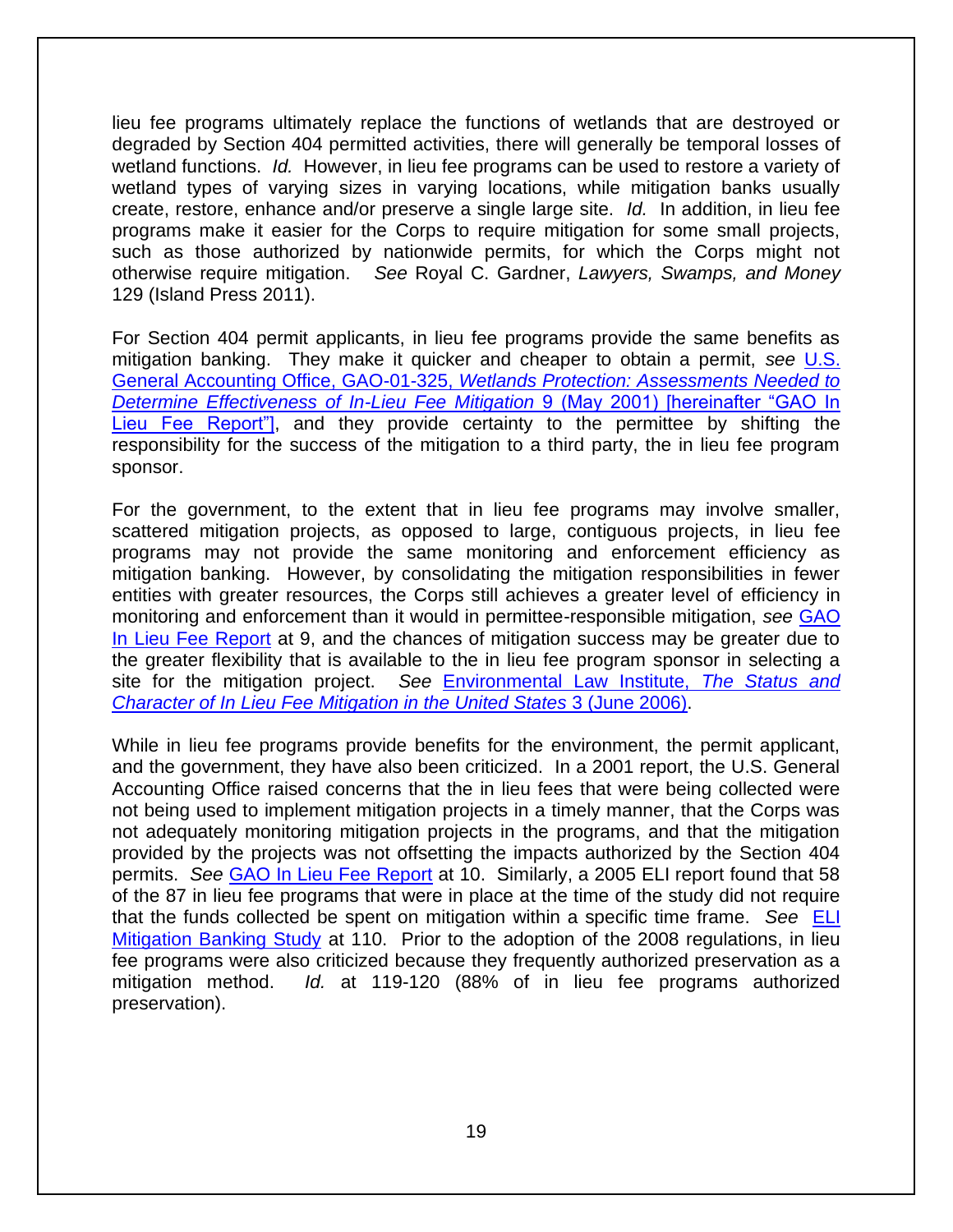lieu fee programs ultimately replace the functions of wetlands that are destroyed or degraded by Section 404 permitted activities, there will generally be temporal losses of wetland functions. *Id.* However, in lieu fee programs can be used to restore a variety of wetland types of varying sizes in varying locations, while mitigation banks usually create, restore, enhance and/or preserve a single large site. *Id.* In addition, in lieu fee programs make it easier for the Corps to require mitigation for some small projects, such as those authorized by nationwide permits, for which the Corps might not otherwise require mitigation. *See* Royal C. Gardner, *Lawyers, Swamps, and Money* 129 (Island Press 2011).

For Section 404 permit applicants, in lieu fee programs provide the same benefits as mitigation banking. They make it quicker and cheaper to obtain a permit, *see* U.S. General Accounting Office, GAO-01-325, *Wetlands Protection: Assessments Needed to Determine Effectiveness of In-Lieu Fee Mitigation* 9 (May 2001) [hereinafter "GAO In Lieu Fee Report"], and they provide certainty to the permittee by shifting the responsibility for the success of the mitigation to a third party, the in lieu fee program sponsor.

For the government, to the extent that in lieu fee programs may involve smaller, scattered mitigation projects, as opposed to large, contiguous projects, in lieu fee programs may not provide the same monitoring and enforcement efficiency as mitigation banking. However, by consolidating the mitigation responsibilities in fewer entities with greater resources, the Corps still achieves a greater level of efficiency in monitoring and enforcement than it would in permittee-responsible mitigation, *see* GAO In Lieu Fee Report at 9, and the chances of mitigation success may be greater due to the greater flexibility that is available to the in lieu fee program sponsor in selecting a site for the mitigation project. *See* Environmental Law Institute, *The Status and Character of In Lieu Fee Mitigation in the United States* 3 (June 2006).

While in lieu fee programs provide benefits for the environment, the permit applicant, and the government, they have also been criticized. In a 2001 report, the U.S. General Accounting Office raised concerns that the in lieu fees that were being collected were not being used to implement mitigation projects in a timely manner, that the Corps was not adequately monitoring mitigation projects in the programs, and that the mitigation provided by the projects was not offsetting the impacts authorized by the Section 404 permits. *See* GAO In Lieu Fee Report at 10. Similarly, a 2005 ELI report found that 58 of the 87 in lieu fee programs that were in place at the time of the study did not require that the funds collected be spent on mitigation within a specific time frame. *See* ELI Mitigation Banking Study at 110. Prior to the adoption of the 2008 regulations, in lieu fee programs were also criticized because they frequently authorized preservation as a mitigation method. *Id.* at 119-120 (88% of in lieu fee programs authorized preservation).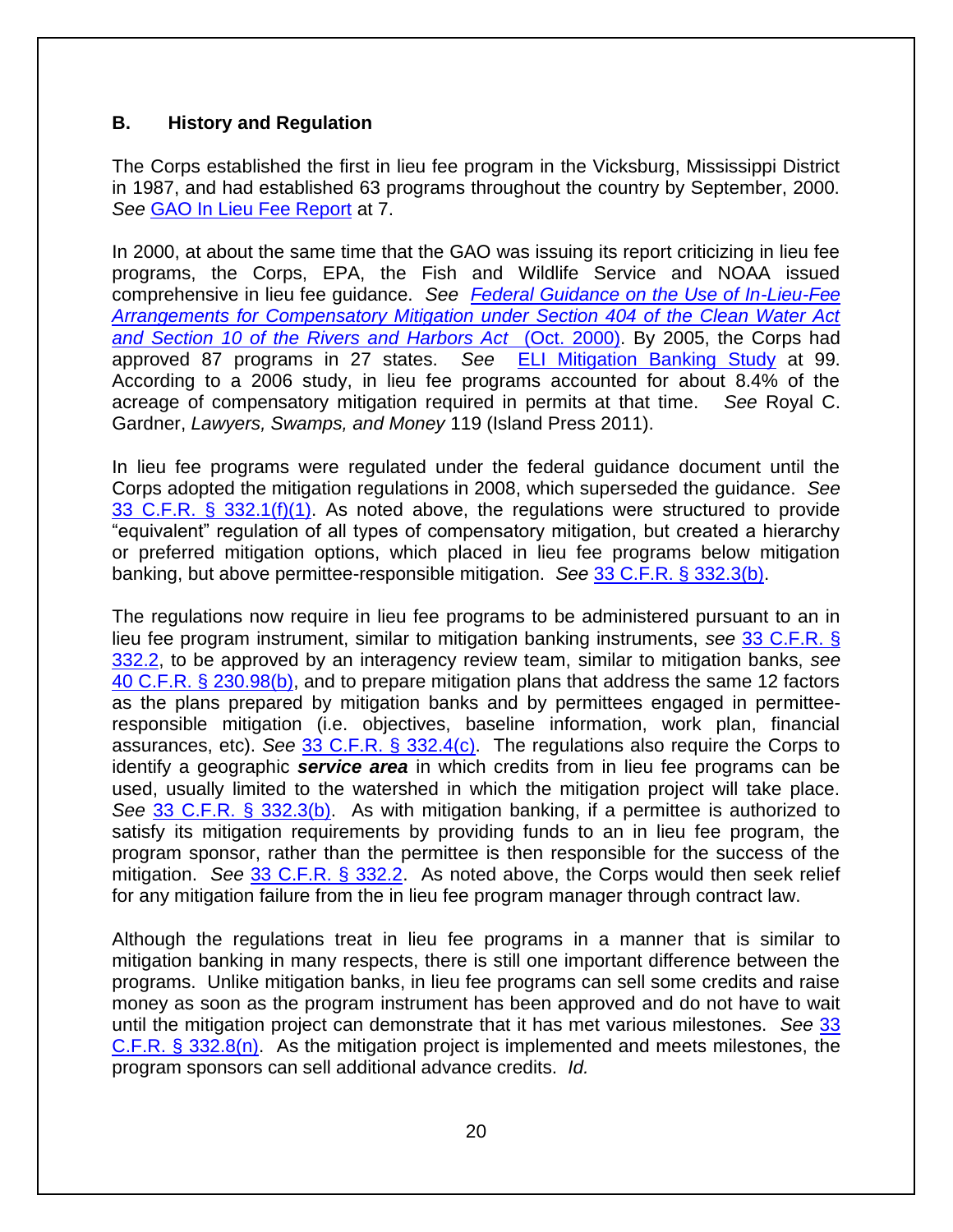### B. History and Regulation

The Corps established the first in lieu fee program in the Vicksburg, Mississippi District in 1987, and had established 63 programs throughout the country by September, 2000. *See* GAO In Lieu Fee Report at 7.

In 2000, at about the same time that the GAO was issuing its report criticizing in lieu fee programs, the Corps, EPA, the Fish and Wildlife Service and NOAA issued comprehensive in lieu fee guidance. *See* *Federal Guidance on the Use of In-Lieu-Fee Arrangements for Compensatory Mitigation under Section 404 of the Clean Water Act and Section 10 of the Rivers and Harbors Act* (Oct. 2000). By 2005, the Corps had approved 87 programs in 27 states. *See* ELI Mitigation Banking Study at 99. According to a 2006 study, in lieu fee programs accounted for about 8.4% of the acreage of compensatory mitigation required in permits at that time. *See* Royal C. Gardner, *Lawyers, Swamps, and Money* 119 (Island Press 2011).

In lieu fee programs were regulated under the federal guidance document until the Corps adopted the mitigation regulations in 2008, which superseded the guidance. *See* 33 C.F.R. § 332.1(f)(1). As noted above, the regulations were structured to provide "equivalent" regulation of all types of compensatory mitigation, but created a hierarchy or preferred mitigation options, which placed in lieu fee programs below mitigation banking, but above permittee-responsible mitigation. *See* 33 C.F.R. § 332.3(b).

The regulations now require in lieu fee programs to be administered pursuant to an in lieu fee program instrument, similar to mitigation banking instruments, *see* 33 C.F.R. § 332.2, to be approved by an interagency review team, similar to mitigation banks, *see* 40 C.F.R. § 230.98(b), and to prepare mitigation plans that address the same 12 factors as the plans prepared by mitigation banks and by permittees engaged in permittee-responsible mitigation (i.e. objectives, baseline information, work plan, financial assurances, etc). *See* 33 C.F.R. § 332.4(c). The regulations also require the Corps to identify a geographic ***service area*** in which credits from in lieu fee programs can be used, usually limited to the watershed in which the mitigation project will take place. *See* 33 C.F.R. § 332.3(b). As with mitigation banking, if a permittee is authorized to satisfy its mitigation requirements by providing funds to an in lieu fee program, the program sponsor, rather than the permittee is then responsible for the success of the mitigation. *See* 33 C.F.R. § 332.2. As noted above, the Corps would then seek relief for any mitigation failure from the in lieu fee program manager through contract law.

Although the regulations treat in lieu fee programs in a manner that is similar to mitigation banking in many respects, there is still one important difference between the programs. Unlike mitigation banks, in lieu fee programs can sell some credits and raise money as soon as the program instrument has been approved and do not have to wait until the mitigation project can demonstrate that it has met various milestones. *See* 33 C.F.R. § 332.8(n). As the mitigation project is implemented and meets milestones, the program sponsors can sell additional advance credits. *Id.*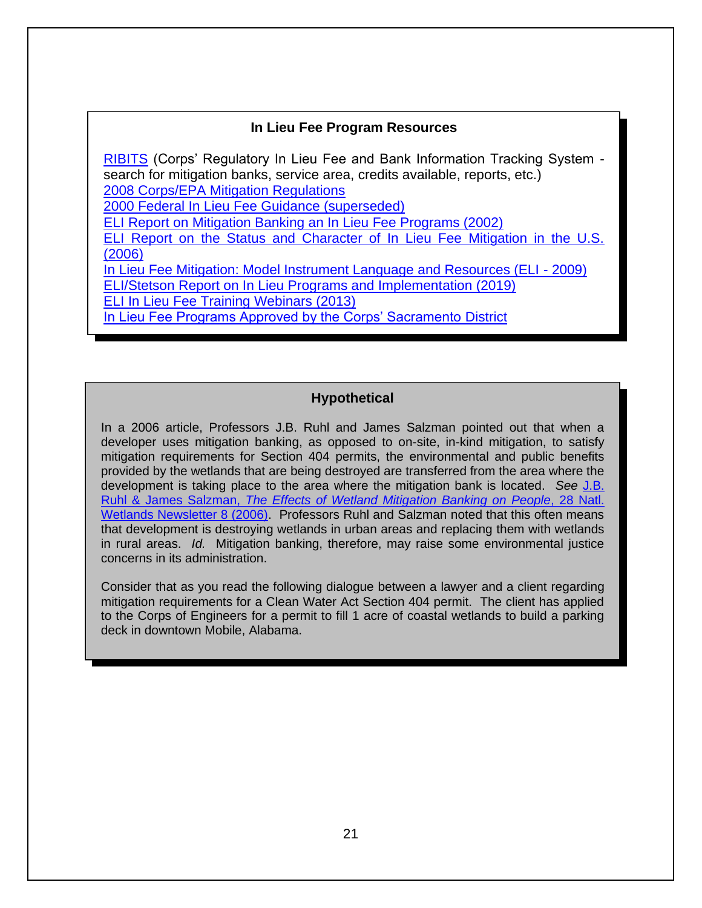### In Lieu Fee Program Resources

RIBITS (Corps' Regulatory In Lieu Fee and Bank Information Tracking System - search for mitigation banks, service area, credits available, reports, etc.)
2008 Corps/EPA Mitigation Regulations
2000 Federal In Lieu Fee Guidance (superseded)
ELI Report on Mitigation Banking an In Lieu Fee Programs (2002)
ELI Report on the Status and Character of In Lieu Fee Mitigation in the U.S. (2006)
In Lieu Fee Mitigation: Model Instrument Language and Resources (ELI - 2009)
ELI/Stetson Report on In Lieu Programs and Implementation (2019)
ELI In Lieu Fee Training Webinars (2013)
In Lieu Fee Programs Approved by the Corps' Sacramento District

### Hypothetical

In a 2006 article, Professors J.B. Ruhl and James Salzman pointed out that when a developer uses mitigation banking, as opposed to on-site, in-kind mitigation, to satisfy mitigation requirements for Section 404 permits, the environmental and public benefits provided by the wetlands that are being destroyed are transferred from the area where the development is taking place to the area where the mitigation bank is located. *See* J.B. Ruhl & James Salzman, *The Effects of Wetland Mitigation Banking on People*, 28 Natl. Wetlands Newsletter 8 (2006). Professors Ruhl and Salzman noted that this often means that development is destroying wetlands in urban areas and replacing them with wetlands in rural areas. *Id.* Mitigation banking, therefore, may raise some environmental justice concerns in its administration.

Consider that as you read the following dialogue between a lawyer and a client regarding mitigation requirements for a Clean Water Act Section 404 permit. The client has applied to the Corps of Engineers for a permit to fill 1 acre of coastal wetlands to build a parking deck in downtown Mobile, Alabama.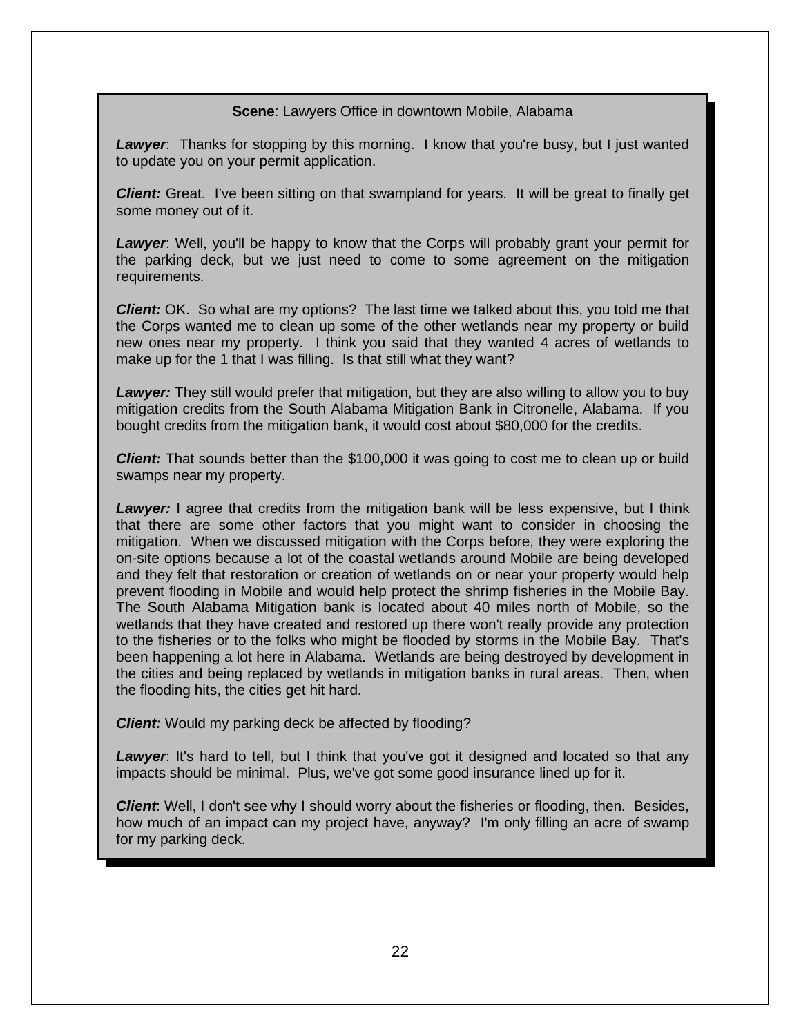**Scene**: Lawyers Office in downtown Mobile, Alabama

***Lawyer***: Thanks for stopping by this morning. I know that you're busy, but I just wanted to update you on your permit application.

***Client:*** Great. I've been sitting on that swampland for years. It will be great to finally get some money out of it.

***Lawyer***: Well, you'll be happy to know that the Corps will probably grant your permit for the parking deck, but we just need to come to some agreement on the mitigation requirements.

***Client:*** OK. So what are my options? The last time we talked about this, you told me that the Corps wanted me to clean up some of the other wetlands near my property or build new ones near my property. I think you said that they wanted 4 acres of wetlands to make up for the 1 that I was filling. Is that still what they want?

***Lawyer:*** They still would prefer that mitigation, but they are also willing to allow you to buy mitigation credits from the South Alabama Mitigation Bank in Citronelle, Alabama. If you bought credits from the mitigation bank, it would cost about $80,000 for the credits.

***Client:*** That sounds better than the $100,000 it was going to cost me to clean up or build swamps near my property.

***Lawyer:*** I agree that credits from the mitigation bank will be less expensive, but I think that there are some other factors that you might want to consider in choosing the mitigation. When we discussed mitigation with the Corps before, they were exploring the on-site options because a lot of the coastal wetlands around Mobile are being developed and they felt that restoration or creation of wetlands on or near your property would help prevent flooding in Mobile and would help protect the shrimp fisheries in the Mobile Bay. The South Alabama Mitigation bank is located about 40 miles north of Mobile, so the wetlands that they have created and restored up there won't really provide any protection to the fisheries or to the folks who might be flooded by storms in the Mobile Bay. That's been happening a lot here in Alabama. Wetlands are being destroyed by development in the cities and being replaced by wetlands in mitigation banks in rural areas. Then, when the flooding hits, the cities get hit hard.

***Client:*** Would my parking deck be affected by flooding?

***Lawyer***: It's hard to tell, but I think that you've got it designed and located so that any impacts should be minimal. Plus, we've got some good insurance lined up for it.

***Client***: Well, I don't see why I should worry about the fisheries or flooding, then. Besides, how much of an impact can my project have, anyway? I'm only filling an acre of swamp for my parking deck.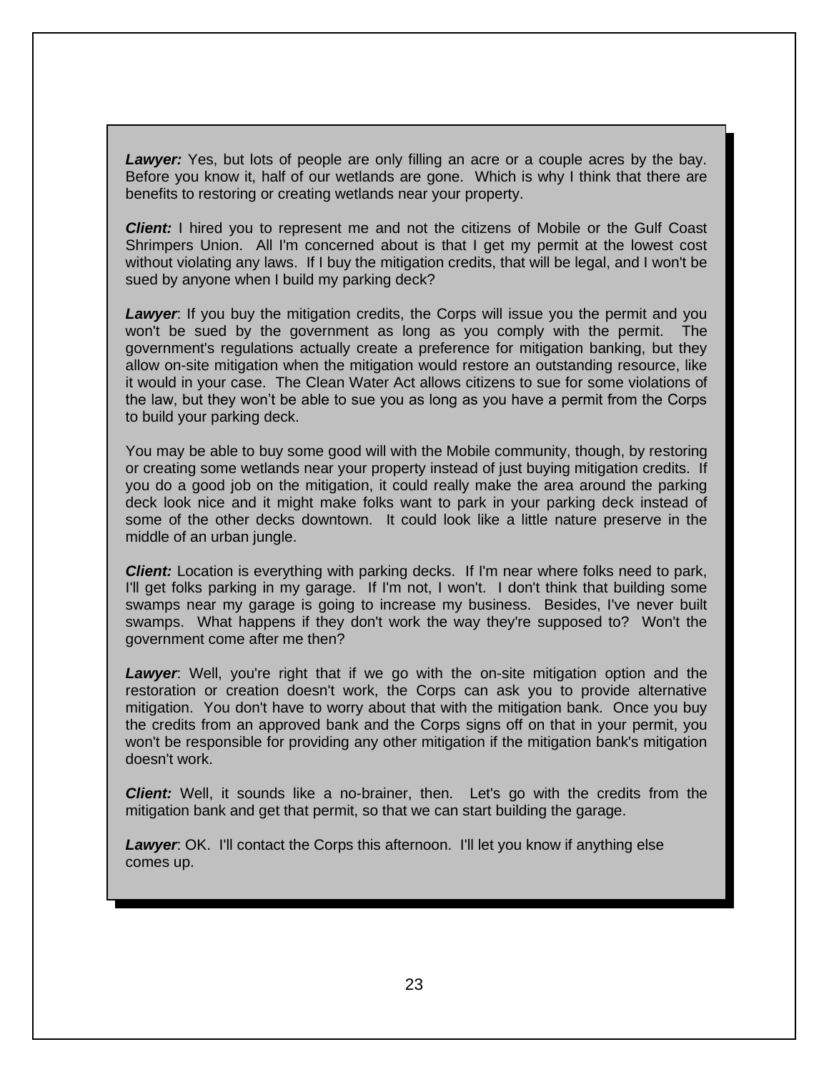***Lawyer:*** Yes, but lots of people are only filling an acre or a couple acres by the bay. Before you know it, half of our wetlands are gone. Which is why I think that there are benefits to restoring or creating wetlands near your property.

***Client:*** I hired you to represent me and not the citizens of Mobile or the Gulf Coast Shrimpers Union. All I'm concerned about is that I get my permit at the lowest cost without violating any laws. If I buy the mitigation credits, that will be legal, and I won't be sued by anyone when I build my parking deck?

***Lawyer***: If you buy the mitigation credits, the Corps will issue you the permit and you won't be sued by the government as long as you comply with the permit. The government's regulations actually create a preference for mitigation banking, but they allow on-site mitigation when the mitigation would restore an outstanding resource, like it would in your case. The Clean Water Act allows citizens to sue for some violations of the law, but they won't be able to sue you as long as you have a permit from the Corps to build your parking deck.

You may be able to buy some good will with the Mobile community, though, by restoring or creating some wetlands near your property instead of just buying mitigation credits. If you do a good job on the mitigation, it could really make the area around the parking deck look nice and it might make folks want to park in your parking deck instead of some of the other decks downtown. It could look like a little nature preserve in the middle of an urban jungle.

***Client:*** Location is everything with parking decks. If I'm near where folks need to park, I'll get folks parking in my garage. If I'm not, I won't. I don't think that building some swamps near my garage is going to increase my business. Besides, I've never built swamps. What happens if they don't work the way they're supposed to? Won't the government come after me then?

***Lawyer***: Well, you're right that if we go with the on-site mitigation option and the restoration or creation doesn't work, the Corps can ask you to provide alternative mitigation. You don't have to worry about that with the mitigation bank. Once you buy the credits from an approved bank and the Corps signs off on that in your permit, you won't be responsible for providing any other mitigation if the mitigation bank's mitigation doesn't work.

***Client:*** Well, it sounds like a no-brainer, then. Let's go with the credits from the mitigation bank and get that permit, so that we can start building the garage.

***Lawyer***: OK. I'll contact the Corps this afternoon. I'll let you know if anything else comes up.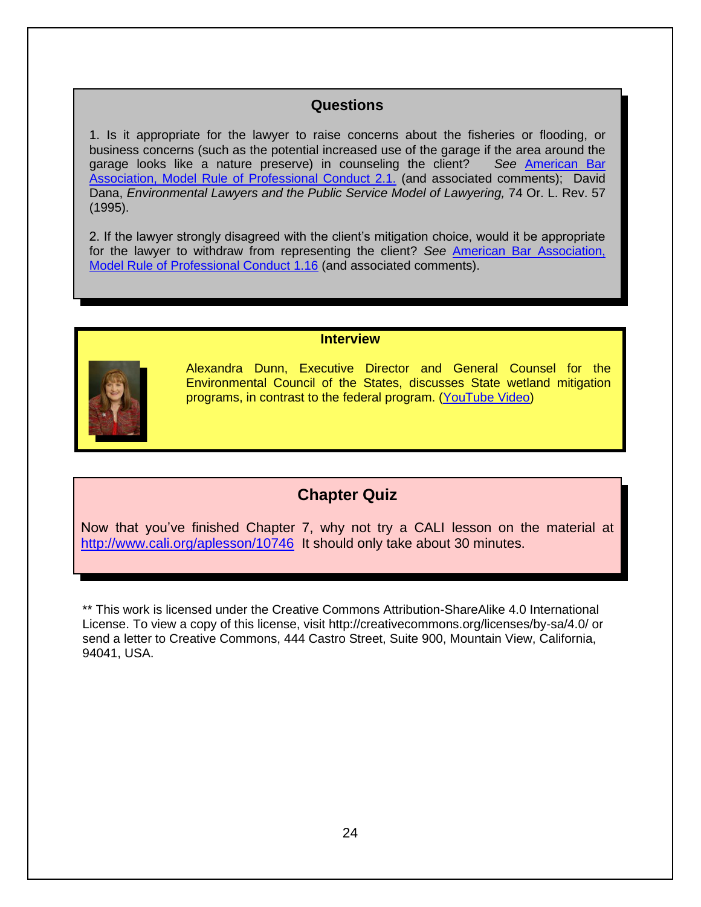## Questions

1. Is it appropriate for the lawyer to raise concerns about the fisheries or flooding, or business concerns (such as the potential increased use of the garage if the area around the garage looks like a nature preserve) in counseling the client? *See* American Bar Association, Model Rule of Professional Conduct 2.1. (and associated comments); David Dana, *Environmental Lawyers and the Public Service Model of Lawyering,* 74 Or. L. Rev. 57 (1995).

2. If the lawyer strongly disagreed with the client's mitigation choice, would it be appropriate for the lawyer to withdraw from representing the client? *See* American Bar Association, Model Rule of Professional Conduct 1.16 (and associated comments).

## Interview

Alexandra Dunn, Executive Director and General Counsel for the Environmental Council of the States, discusses State wetland mitigation programs, in contrast to the federal program. (YouTube Video)

## Chapter Quiz

Now that you've finished Chapter 7, why not try a CALI lesson on the material at http://www.cali.org/aplesson/10746 It should only take about 30 minutes.

** This work is licensed under the Creative Commons Attribution-ShareAlike 4.0 International License. To view a copy of this license, visit http://creativecommons.org/licenses/by-sa/4.0/ or send a letter to Creative Commons, 444 Castro Street, Suite 900, Mountain View, California, 94041, USA.